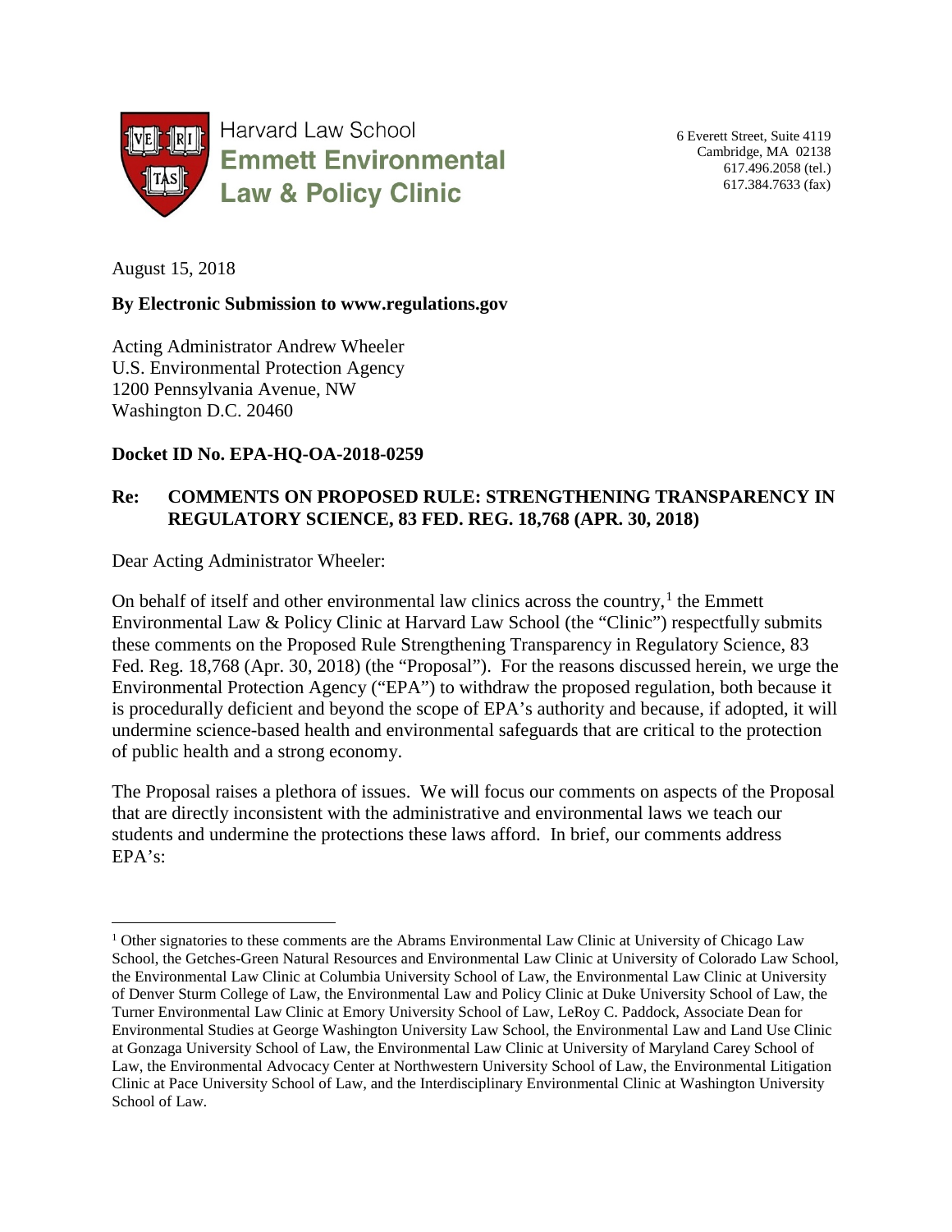Harvard Law School
**Emmett Environmental Law & Policy Clinic**

6 Everett Street, Suite 4119
Cambridge, MA 02138
617.496.2058 (tel.)
617.384.7633 (fax)

August 15, 2018

**By Electronic Submission to www.regulations.gov**

Acting Administrator Andrew Wheeler
U.S. Environmental Protection Agency
1200 Pennsylvania Avenue, NW
Washington D.C. 20460

**Docket ID No. EPA-HQ-OA-2018-0259**

**Re: COMMENTS ON PROPOSED RULE: STRENGTHENING TRANSPARENCY IN REGULATORY SCIENCE, 83 FED. REG. 18,768 (APR. 30, 2018)**

Dear Acting Administrator Wheeler:

On behalf of itself and other environmental law clinics across the country,[1] the Emmett Environmental Law & Policy Clinic at Harvard Law School (the "Clinic") respectfully submits these comments on the Proposed Rule Strengthening Transparency in Regulatory Science, 83 Fed. Reg. 18,768 (Apr. 30, 2018) (the "Proposal"). For the reasons discussed herein, we urge the Environmental Protection Agency ("EPA") to withdraw the proposed regulation, both because it is procedurally deficient and beyond the scope of EPA's authority and because, if adopted, it will undermine science-based health and environmental safeguards that are critical to the protection of public health and a strong economy.

The Proposal raises a plethora of issues. We will focus our comments on aspects of the Proposal that are directly inconsistent with the administrative and environmental laws we teach our students and undermine the protections these laws afford. In brief, our comments address EPA's:

[1] Other signatories to these comments are the Abrams Environmental Law Clinic at University of Chicago Law School, the Getches-Green Natural Resources and Environmental Law Clinic at University of Colorado Law School, the Environmental Law Clinic at Columbia University School of Law, the Environmental Law Clinic at University of Denver Sturm College of Law, the Environmental Law and Policy Clinic at Duke University School of Law, the Turner Environmental Law Clinic at Emory University School of Law, LeRoy C. Paddock, Associate Dean for Environmental Studies at George Washington University Law School, the Environmental Law and Land Use Clinic at Gonzaga University School of Law, the Environmental Law Clinic at University of Maryland Carey School of Law, the Environmental Advocacy Center at Northwestern University School of Law, the Environmental Litigation Clinic at Pace University School of Law, and the Interdisciplinary Environmental Clinic at Washington University School of Law.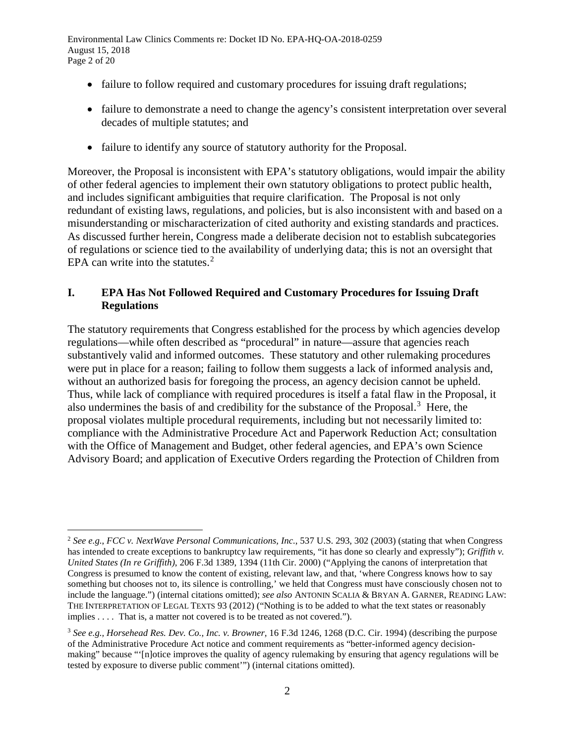- failure to follow required and customary procedures for issuing draft regulations;
- failure to demonstrate a need to change the agency's consistent interpretation over several decades of multiple statutes; and
- failure to identify any source of statutory authority for the Proposal.

Moreover, the Proposal is inconsistent with EPA's statutory obligations, would impair the ability of other federal agencies to implement their own statutory obligations to protect public health, and includes significant ambiguities that require clarification. The Proposal is not only redundant of existing laws, regulations, and policies, but is also inconsistent with and based on a misunderstanding or mischaracterization of cited authority and existing standards and practices. As discussed further herein, Congress made a deliberate decision not to establish subcategories of regulations or science tied to the availability of underlying data; this is not an oversight that EPA can write into the statutes.[2]

## I. EPA Has Not Followed Required and Customary Procedures for Issuing Draft Regulations

The statutory requirements that Congress established for the process by which agencies develop regulations—while often described as "procedural" in nature—assure that agencies reach substantively valid and informed outcomes. These statutory and other rulemaking procedures were put in place for a reason; failing to follow them suggests a lack of informed analysis and, without an authorized basis for foregoing the process, an agency decision cannot be upheld. Thus, while lack of compliance with required procedures is itself a fatal flaw in the Proposal, it also undermines the basis of and credibility for the substance of the Proposal.[3] Here, the proposal violates multiple procedural requirements, including but not necessarily limited to: compliance with the Administrative Procedure Act and Paperwork Reduction Act; consultation with the Office of Management and Budget, other federal agencies, and EPA's own Science Advisory Board; and application of Executive Orders regarding the Protection of Children from

---

[2] *See e.g., FCC v. NextWave Personal Communications, Inc.*, 537 U.S. 293, 302 (2003) (stating that when Congress has intended to create exceptions to bankruptcy law requirements, "it has done so clearly and expressly"); *Griffith v. United States (In re Griffith)*, 206 F.3d 1389, 1394 (11th Cir. 2000) ("Applying the canons of interpretation that Congress is presumed to know the content of existing, relevant law, and that, 'where Congress knows how to say something but chooses not to, its silence is controlling,' we held that Congress must have consciously chosen not to include the language.") (internal citations omitted); *see also* ANTONIN SCALIA & BRYAN A. GARNER, READING LAW: THE INTERPRETATION OF LEGAL TEXTS 93 (2012) ("Nothing is to be added to what the text states or reasonably implies . . . . That is, a matter not covered is to be treated as not covered.").

[3] *See e.g., Horsehead Res. Dev. Co., Inc. v. Browner,* 16 F.3d 1246, 1268 (D.C. Cir. 1994) (describing the purpose of the Administrative Procedure Act notice and comment requirements as "better-informed agency decision-making" because "'[n]otice improves the quality of agency rulemaking by ensuring that agency regulations will be tested by exposure to diverse public comment'") (internal citations omitted).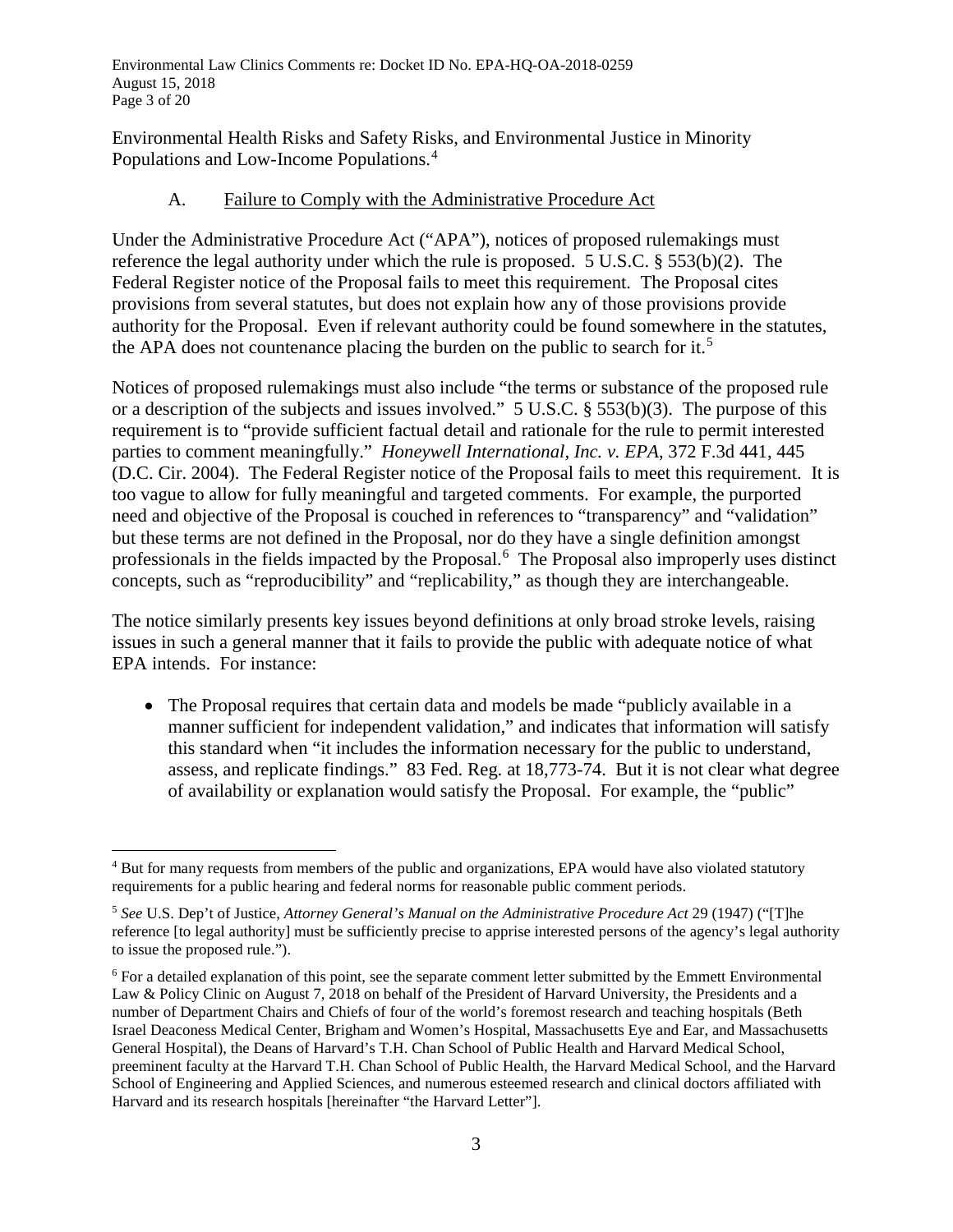Environmental Health Risks and Safety Risks, and Environmental Justice in Minority Populations and Low-Income Populations.[4]

### A. Failure to Comply with the Administrative Procedure Act

Under the Administrative Procedure Act ("APA"), notices of proposed rulemakings must reference the legal authority under which the rule is proposed. 5 U.S.C. § 553(b)(2). The Federal Register notice of the Proposal fails to meet this requirement. The Proposal cites provisions from several statutes, but does not explain how any of those provisions provide authority for the Proposal. Even if relevant authority could be found somewhere in the statutes, the APA does not countenance placing the burden on the public to search for it.[5]

Notices of proposed rulemakings must also include "the terms or substance of the proposed rule or a description of the subjects and issues involved." 5 U.S.C. § 553(b)(3). The purpose of this requirement is to "provide sufficient factual detail and rationale for the rule to permit interested parties to comment meaningfully." *Honeywell International, Inc. v. EPA*, 372 F.3d 441, 445 (D.C. Cir. 2004). The Federal Register notice of the Proposal fails to meet this requirement. It is too vague to allow for fully meaningful and targeted comments. For example, the purported need and objective of the Proposal is couched in references to "transparency" and "validation" but these terms are not defined in the Proposal, nor do they have a single definition amongst professionals in the fields impacted by the Proposal.[6] The Proposal also improperly uses distinct concepts, such as "reproducibility" and "replicability," as though they are interchangeable.

The notice similarly presents key issues beyond definitions at only broad stroke levels, raising issues in such a general manner that it fails to provide the public with adequate notice of what EPA intends. For instance:

- The Proposal requires that certain data and models be made "publicly available in a manner sufficient for independent validation," and indicates that information will satisfy this standard when "it includes the information necessary for the public to understand, assess, and replicate findings." 83 Fed. Reg. at 18,773-74. But it is not clear what degree of availability or explanation would satisfy the Proposal. For example, the "public"

---

[4] But for many requests from members of the public and organizations, EPA would have also violated statutory requirements for a public hearing and federal norms for reasonable public comment periods.

[5] *See* U.S. Dep't of Justice, *Attorney General's Manual on the Administrative Procedure Act* 29 (1947) ("[T]he reference [to legal authority] must be sufficiently precise to apprise interested persons of the agency's legal authority to issue the proposed rule.").

[6] For a detailed explanation of this point, see the separate comment letter submitted by the Emmett Environmental Law & Policy Clinic on August 7, 2018 on behalf of the President of Harvard University, the Presidents and a number of Department Chairs and Chiefs of four of the world's foremost research and teaching hospitals (Beth Israel Deaconess Medical Center, Brigham and Women's Hospital, Massachusetts Eye and Ear, and Massachusetts General Hospital), the Deans of Harvard's T.H. Chan School of Public Health and Harvard Medical School, preeminent faculty at the Harvard T.H. Chan School of Public Health, the Harvard Medical School, and the Harvard School of Engineering and Applied Sciences, and numerous esteemed research and clinical doctors affiliated with Harvard and its research hospitals [hereinafter "the Harvard Letter"].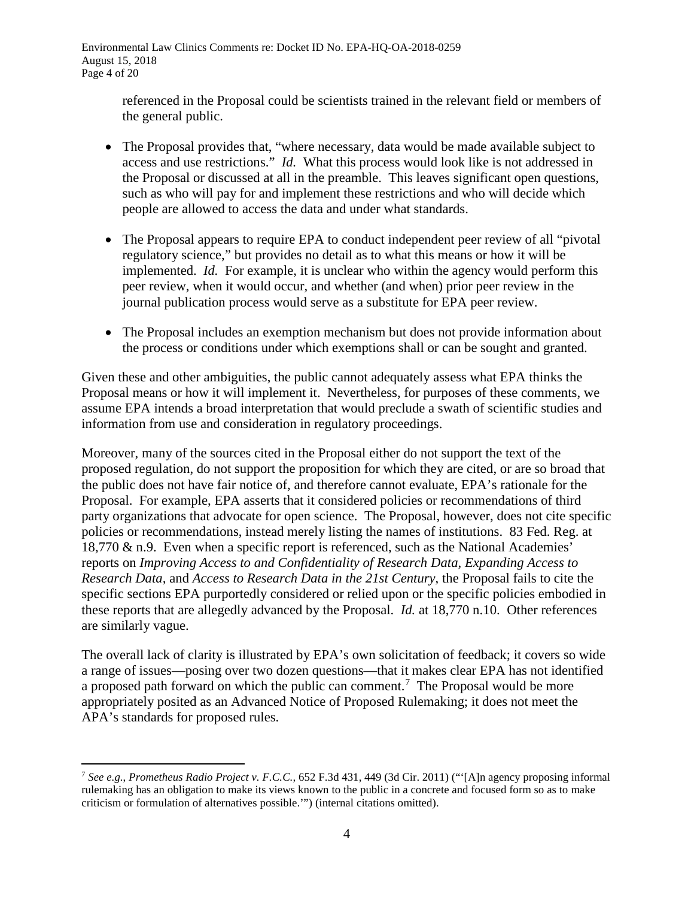referenced in the Proposal could be scientists trained in the relevant field or members of the general public.

- The Proposal provides that, "where necessary, data would be made available subject to access and use restrictions." *Id.* What this process would look like is not addressed in the Proposal or discussed at all in the preamble. This leaves significant open questions, such as who will pay for and implement these restrictions and who will decide which people are allowed to access the data and under what standards.

- The Proposal appears to require EPA to conduct independent peer review of all "pivotal regulatory science," but provides no detail as to what this means or how it will be implemented. *Id.* For example, it is unclear who within the agency would perform this peer review, when it would occur, and whether (and when) prior peer review in the journal publication process would serve as a substitute for EPA peer review.

- The Proposal includes an exemption mechanism but does not provide information about the process or conditions under which exemptions shall or can be sought and granted.

Given these and other ambiguities, the public cannot adequately assess what EPA thinks the Proposal means or how it will implement it. Nevertheless, for purposes of these comments, we assume EPA intends a broad interpretation that would preclude a swath of scientific studies and information from use and consideration in regulatory proceedings.

Moreover, many of the sources cited in the Proposal either do not support the text of the proposed regulation, do not support the proposition for which they are cited, or are so broad that the public does not have fair notice of, and therefore cannot evaluate, EPA's rationale for the Proposal. For example, EPA asserts that it considered policies or recommendations of third party organizations that advocate for open science. The Proposal, however, does not cite specific policies or recommendations, instead merely listing the names of institutions. 83 Fed. Reg. at 18,770 & n.9. Even when a specific report is referenced, such as the National Academies' reports on *Improving Access to and Confidentiality of Research Data, Expanding Access to Research Data,* and *Access to Research Data in the 21st Century*, the Proposal fails to cite the specific sections EPA purportedly considered or relied upon or the specific policies embodied in these reports that are allegedly advanced by the Proposal. *Id.* at 18,770 n.10. Other references are similarly vague.

The overall lack of clarity is illustrated by EPA's own solicitation of feedback; it covers so wide a range of issues—posing over two dozen questions—that it makes clear EPA has not identified a proposed path forward on which the public can comment.[7] The Proposal would be more appropriately posited as an Advanced Notice of Proposed Rulemaking; it does not meet the APA's standards for proposed rules.

---

[7] *See e.g., Prometheus Radio Project v. F.C.C.*, 652 F.3d 431, 449 (3d Cir. 2011) ("'[A]n agency proposing informal rulemaking has an obligation to make its views known to the public in a concrete and focused form so as to make criticism or formulation of alternatives possible.'") (internal citations omitted).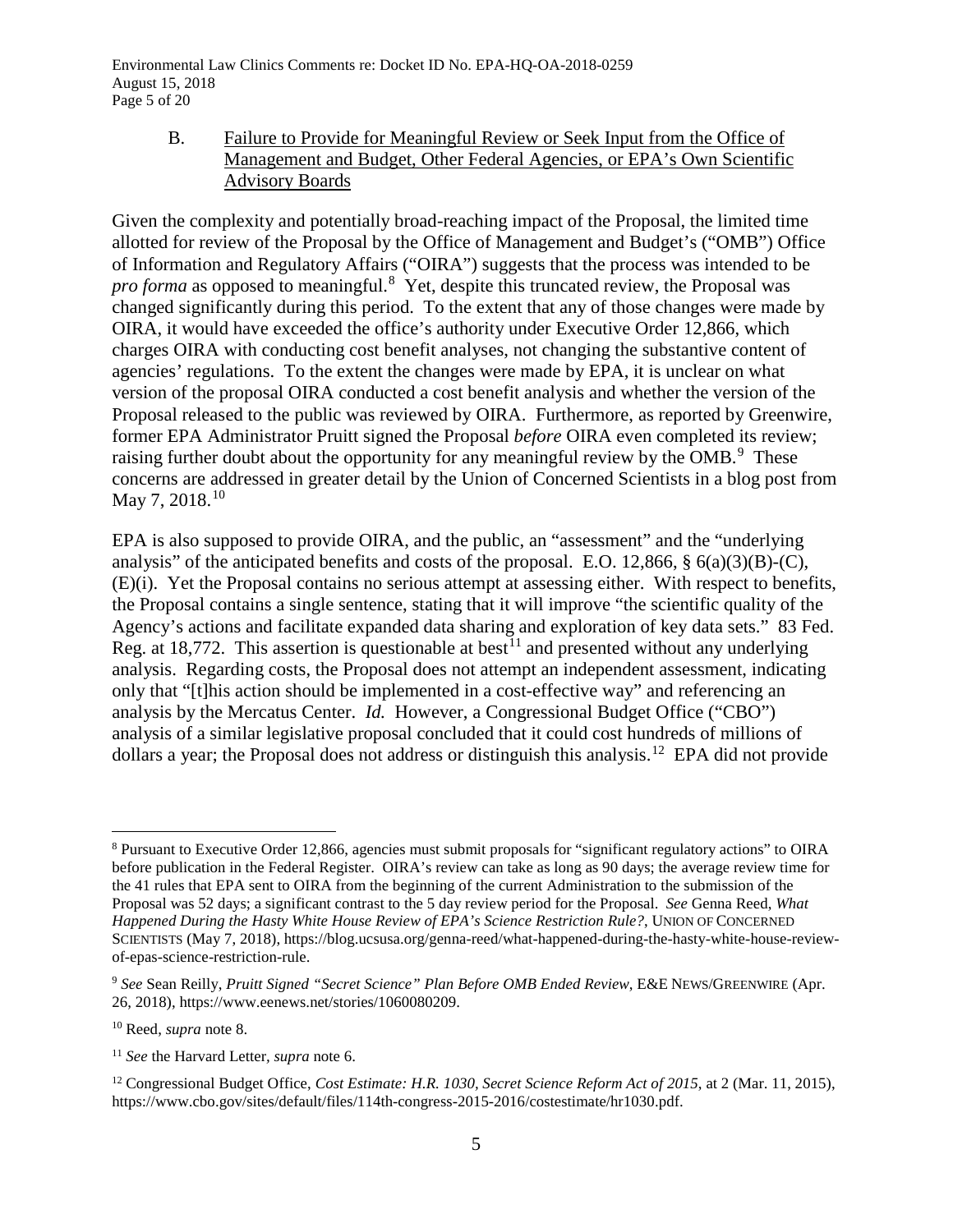### B. Failure to Provide for Meaningful Review or Seek Input from the Office of Management and Budget, Other Federal Agencies, or EPA's Own Scientific Advisory Boards

Given the complexity and potentially broad-reaching impact of the Proposal, the limited time allotted for review of the Proposal by the Office of Management and Budget's ("OMB") Office of Information and Regulatory Affairs ("OIRA") suggests that the process was intended to be *pro forma* as opposed to meaningful.[8] Yet, despite this truncated review, the Proposal was changed significantly during this period. To the extent that any of those changes were made by OIRA, it would have exceeded the office's authority under Executive Order 12,866, which charges OIRA with conducting cost benefit analyses, not changing the substantive content of agencies' regulations. To the extent the changes were made by EPA, it is unclear on what version of the proposal OIRA conducted a cost benefit analysis and whether the version of the Proposal released to the public was reviewed by OIRA. Furthermore, as reported by Greenwire, former EPA Administrator Pruitt signed the Proposal *before* OIRA even completed its review; raising further doubt about the opportunity for any meaningful review by the OMB.[9] These concerns are addressed in greater detail by the Union of Concerned Scientists in a blog post from May 7, 2018.[10]

EPA is also supposed to provide OIRA, and the public, an "assessment" and the "underlying analysis" of the anticipated benefits and costs of the proposal. E.O. 12,866, § 6(a)(3)(B)-(C), (E)(i). Yet the Proposal contains no serious attempt at assessing either. With respect to benefits, the Proposal contains a single sentence, stating that it will improve "the scientific quality of the Agency's actions and facilitate expanded data sharing and exploration of key data sets." 83 Fed. Reg. at 18,772. This assertion is questionable at best[11] and presented without any underlying analysis. Regarding costs, the Proposal does not attempt an independent assessment, indicating only that "[t]his action should be implemented in a cost-effective way" and referencing an analysis by the Mercatus Center. *Id.* However, a Congressional Budget Office ("CBO") analysis of a similar legislative proposal concluded that it could cost hundreds of millions of dollars a year; the Proposal does not address or distinguish this analysis.[12] EPA did not provide

---

[8] Pursuant to Executive Order 12,866, agencies must submit proposals for "significant regulatory actions" to OIRA before publication in the Federal Register. OIRA's review can take as long as 90 days; the average review time for the 41 rules that EPA sent to OIRA from the beginning of the current Administration to the submission of the Proposal was 52 days; a significant contrast to the 5 day review period for the Proposal. *See* Genna Reed, *What Happened During the Hasty White House Review of EPA's Science Restriction Rule?*, UNION OF CONCERNED SCIENTISTS (May 7, 2018), https://blog.ucsusa.org/genna-reed/what-happened-during-the-hasty-white-house-review-of-epas-science-restriction-rule.

[9] *See* Sean Reilly, *Pruitt Signed "Secret Science" Plan Before OMB Ended Review*, E&E NEWS/GREENWIRE (Apr. 26, 2018), https://www.eenews.net/stories/1060080209.

[10] Reed, *supra* note 8.

[11] *See* the Harvard Letter, *supra* note 6.

[12] Congressional Budget Office, *Cost Estimate: H.R. 1030, Secret Science Reform Act of 2015*, at 2 (Mar. 11, 2015), https://www.cbo.gov/sites/default/files/114th-congress-2015-2016/costestimate/hr1030.pdf.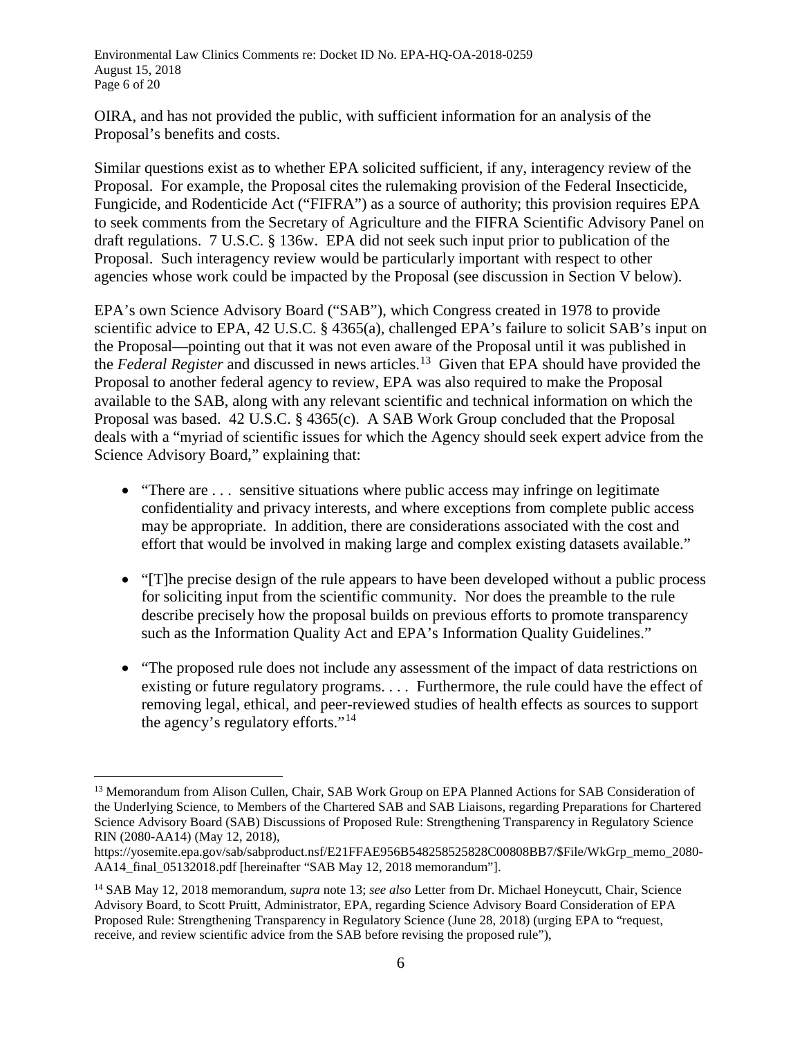OIRA, and has not provided the public, with sufficient information for an analysis of the Proposal's benefits and costs.

Similar questions exist as to whether EPA solicited sufficient, if any, interagency review of the Proposal. For example, the Proposal cites the rulemaking provision of the Federal Insecticide, Fungicide, and Rodenticide Act ("FIFRA") as a source of authority; this provision requires EPA to seek comments from the Secretary of Agriculture and the FIFRA Scientific Advisory Panel on draft regulations. 7 U.S.C. § 136w. EPA did not seek such input prior to publication of the Proposal. Such interagency review would be particularly important with respect to other agencies whose work could be impacted by the Proposal (see discussion in Section V below).

EPA's own Science Advisory Board ("SAB"), which Congress created in 1978 to provide scientific advice to EPA, 42 U.S.C. § 4365(a), challenged EPA's failure to solicit SAB's input on the Proposal—pointing out that it was not even aware of the Proposal until it was published in the *Federal Register* and discussed in news articles.[13] Given that EPA should have provided the Proposal to another federal agency to review, EPA was also required to make the Proposal available to the SAB, along with any relevant scientific and technical information on which the Proposal was based. 42 U.S.C. § 4365(c). A SAB Work Group concluded that the Proposal deals with a "myriad of scientific issues for which the Agency should seek expert advice from the Science Advisory Board," explaining that:

- "There are . . . sensitive situations where public access may infringe on legitimate confidentiality and privacy interests, and where exceptions from complete public access may be appropriate. In addition, there are considerations associated with the cost and effort that would be involved in making large and complex existing datasets available."
- "[T]he precise design of the rule appears to have been developed without a public process for soliciting input from the scientific community. Nor does the preamble to the rule describe precisely how the proposal builds on previous efforts to promote transparency such as the Information Quality Act and EPA's Information Quality Guidelines."
- "The proposed rule does not include any assessment of the impact of data restrictions on existing or future regulatory programs. . . . Furthermore, the rule could have the effect of removing legal, ethical, and peer-reviewed studies of health effects as sources to support the agency's regulatory efforts."[14]

---

[13] Memorandum from Alison Cullen, Chair, SAB Work Group on EPA Planned Actions for SAB Consideration of the Underlying Science, to Members of the Chartered SAB and SAB Liaisons, regarding Preparations for Chartered Science Advisory Board (SAB) Discussions of Proposed Rule: Strengthening Transparency in Regulatory Science RIN (2080-AA14) (May 12, 2018), https://yosemite.epa.gov/sab/sabproduct.nsf/E21FFAE956B548258525828C00808BB7/$File/WkGrp_memo_2080-AA14_final_05132018.pdf [hereinafter "SAB May 12, 2018 memorandum"].

[14] SAB May 12, 2018 memorandum, *supra* note 13; *see also* Letter from Dr. Michael Honeycutt, Chair, Science Advisory Board, to Scott Pruitt, Administrator, EPA, regarding Science Advisory Board Consideration of EPA Proposed Rule: Strengthening Transparency in Regulatory Science (June 28, 2018) (urging EPA to "request, receive, and review scientific advice from the SAB before revising the proposed rule"),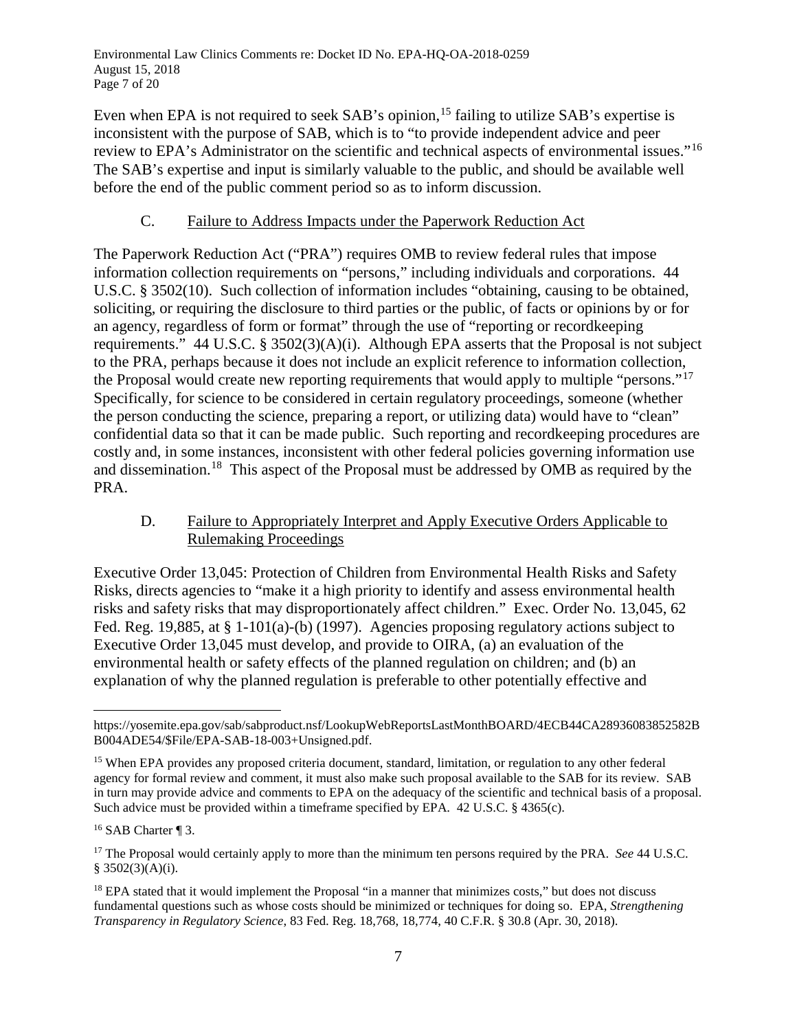Even when EPA is not required to seek SAB's opinion,[15] failing to utilize SAB's expertise is inconsistent with the purpose of SAB, which is to "to provide independent advice and peer review to EPA's Administrator on the scientific and technical aspects of environmental issues."[16] The SAB's expertise and input is similarly valuable to the public, and should be available well before the end of the public comment period so as to inform discussion.

### C. Failure to Address Impacts under the Paperwork Reduction Act

The Paperwork Reduction Act ("PRA") requires OMB to review federal rules that impose information collection requirements on "persons," including individuals and corporations. 44 U.S.C. § 3502(10). Such collection of information includes "obtaining, causing to be obtained, soliciting, or requiring the disclosure to third parties or the public, of facts or opinions by or for an agency, regardless of form or format" through the use of "reporting or recordkeeping requirements." 44 U.S.C. § 3502(3)(A)(i). Although EPA asserts that the Proposal is not subject to the PRA, perhaps because it does not include an explicit reference to information collection, the Proposal would create new reporting requirements that would apply to multiple "persons."[17] Specifically, for science to be considered in certain regulatory proceedings, someone (whether the person conducting the science, preparing a report, or utilizing data) would have to "clean" confidential data so that it can be made public. Such reporting and recordkeeping procedures are costly and, in some instances, inconsistent with other federal policies governing information use and dissemination.[18] This aspect of the Proposal must be addressed by OMB as required by the PRA.

### D. Failure to Appropriately Interpret and Apply Executive Orders Applicable to Rulemaking Proceedings

Executive Order 13,045: Protection of Children from Environmental Health Risks and Safety Risks, directs agencies to "make it a high priority to identify and assess environmental health risks and safety risks that may disproportionately affect children." Exec. Order No. 13,045, 62 Fed. Reg. 19,885, at § 1-101(a)-(b) (1997). Agencies proposing regulatory actions subject to Executive Order 13,045 must develop, and provide to OIRA, (a) an evaluation of the environmental health or safety effects of the planned regulation on children; and (b) an explanation of why the planned regulation is preferable to other potentially effective and

---

https://yosemite.epa.gov/sab/sabproduct.nsf/LookupWebReportsLastMonthBOARD/4ECB44CA28936083852582BB004ADE54/$File/EPA-SAB-18-003+Unsigned.pdf.

[15] When EPA provides any proposed criteria document, standard, limitation, or regulation to any other federal agency for formal review and comment, it must also make such proposal available to the SAB for its review. SAB in turn may provide advice and comments to EPA on the adequacy of the scientific and technical basis of a proposal. Such advice must be provided within a timeframe specified by EPA. 42 U.S.C. § 4365(c).

[16] SAB Charter ¶ 3.

[17] The Proposal would certainly apply to more than the minimum ten persons required by the PRA. *See* 44 U.S.C. § 3502(3)(A)(i).

[18] EPA stated that it would implement the Proposal "in a manner that minimizes costs," but does not discuss fundamental questions such as whose costs should be minimized or techniques for doing so. EPA, *Strengthening Transparency in Regulatory Science*, 83 Fed. Reg. 18,768, 18,774, 40 C.F.R. § 30.8 (Apr. 30, 2018).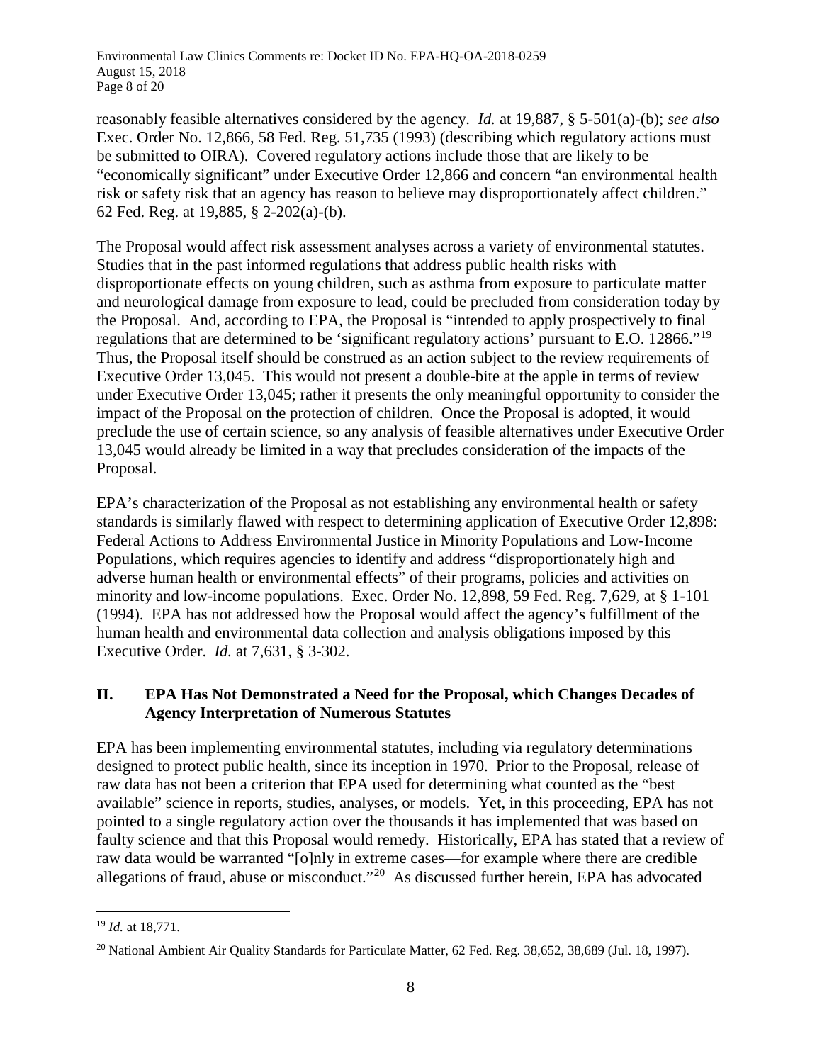reasonably feasible alternatives considered by the agency. *Id.* at 19,887, § 5-501(a)-(b); *see also* Exec. Order No. 12,866, 58 Fed. Reg. 51,735 (1993) (describing which regulatory actions must be submitted to OIRA). Covered regulatory actions include those that are likely to be "economically significant" under Executive Order 12,866 and concern "an environmental health risk or safety risk that an agency has reason to believe may disproportionately affect children." 62 Fed. Reg. at 19,885, § 2-202(a)-(b).

The Proposal would affect risk assessment analyses across a variety of environmental statutes. Studies that in the past informed regulations that address public health risks with disproportionate effects on young children, such as asthma from exposure to particulate matter and neurological damage from exposure to lead, could be precluded from consideration today by the Proposal. And, according to EPA, the Proposal is "intended to apply prospectively to final regulations that are determined to be 'significant regulatory actions' pursuant to E.O. 12866."[19] Thus, the Proposal itself should be construed as an action subject to the review requirements of Executive Order 13,045. This would not present a double-bite at the apple in terms of review under Executive Order 13,045; rather it presents the only meaningful opportunity to consider the impact of the Proposal on the protection of children. Once the Proposal is adopted, it would preclude the use of certain science, so any analysis of feasible alternatives under Executive Order 13,045 would already be limited in a way that precludes consideration of the impacts of the Proposal.

EPA's characterization of the Proposal as not establishing any environmental health or safety standards is similarly flawed with respect to determining application of Executive Order 12,898: Federal Actions to Address Environmental Justice in Minority Populations and Low-Income Populations, which requires agencies to identify and address "disproportionately high and adverse human health or environmental effects" of their programs, policies and activities on minority and low-income populations. Exec. Order No. 12,898, 59 Fed. Reg. 7,629, at § 1-101 (1994). EPA has not addressed how the Proposal would affect the agency's fulfillment of the human health and environmental data collection and analysis obligations imposed by this Executive Order. *Id.* at 7,631, § 3-302.

## II. EPA Has Not Demonstrated a Need for the Proposal, which Changes Decades of Agency Interpretation of Numerous Statutes

EPA has been implementing environmental statutes, including via regulatory determinations designed to protect public health, since its inception in 1970. Prior to the Proposal, release of raw data has not been a criterion that EPA used for determining what counted as the "best available" science in reports, studies, analyses, or models. Yet, in this proceeding, EPA has not pointed to a single regulatory action over the thousands it has implemented that was based on faulty science and that this Proposal would remedy. Historically, EPA has stated that a review of raw data would be warranted "[o]nly in extreme cases—for example where there are credible allegations of fraud, abuse or misconduct."[20] As discussed further herein, EPA has advocated

---

[19] *Id.* at 18,771.

[20] National Ambient Air Quality Standards for Particulate Matter, 62 Fed. Reg. 38,652, 38,689 (Jul. 18, 1997).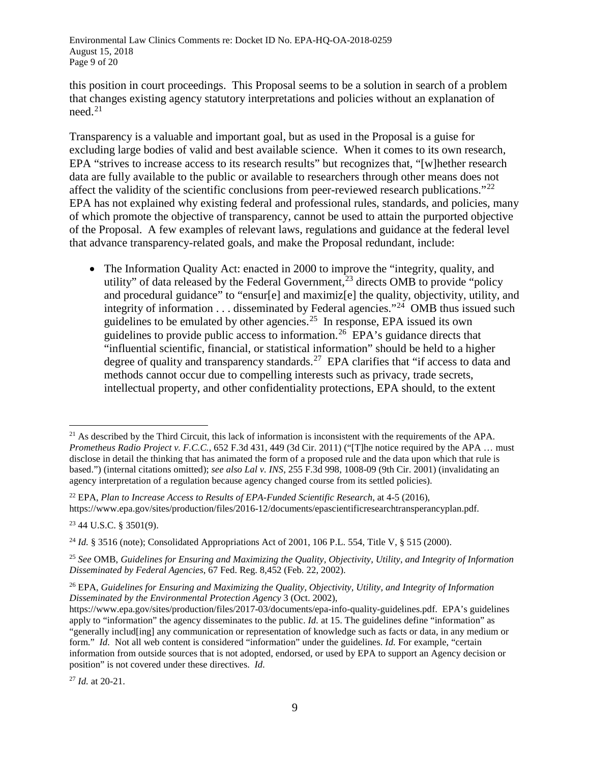this position in court proceedings. This Proposal seems to be a solution in search of a problem that changes existing agency statutory interpretations and policies without an explanation of need.[21]

Transparency is a valuable and important goal, but as used in the Proposal is a guise for excluding large bodies of valid and best available science. When it comes to its own research, EPA "strives to increase access to its research results" but recognizes that, "[w]hether research data are fully available to the public or available to researchers through other means does not affect the validity of the scientific conclusions from peer-reviewed research publications."[22] EPA has not explained why existing federal and professional rules, standards, and policies, many of which promote the objective of transparency, cannot be used to attain the purported objective of the Proposal. A few examples of relevant laws, regulations and guidance at the federal level that advance transparency-related goals, and make the Proposal redundant, include:

- The Information Quality Act: enacted in 2000 to improve the "integrity, quality, and utility" of data released by the Federal Government,[23] directs OMB to provide "policy and procedural guidance" to "ensur[e] and maximiz[e] the quality, objectivity, utility, and integrity of information . . . disseminated by Federal agencies."[24] OMB thus issued such guidelines to be emulated by other agencies.[25] In response, EPA issued its own guidelines to provide public access to information.[26] EPA's guidance directs that "influential scientific, financial, or statistical information" should be held to a higher degree of quality and transparency standards.[27] EPA clarifies that "if access to data and methods cannot occur due to compelling interests such as privacy, trade secrets, intellectual property, and other confidentiality protections, EPA should, to the extent

---

[21] As described by the Third Circuit, this lack of information is inconsistent with the requirements of the APA. *Prometheus Radio Project v. F.C.C.*, 652 F.3d 431, 449 (3d Cir. 2011) ("[T]he notice required by the APA … must disclose in detail the thinking that has animated the form of a proposed rule and the data upon which that rule is based.") (internal citations omitted); *see also Lal v. INS*, 255 F.3d 998, 1008-09 (9th Cir. 2001) (invalidating an agency interpretation of a regulation because agency changed course from its settled policies).

[22] EPA, *Plan to Increase Access to Results of EPA-Funded Scientific Research*, at 4-5 (2016), https://www.epa.gov/sites/production/files/2016-12/documents/epascientificresearchtransperancyplan.pdf.

[23] 44 U.S.C. § 3501(9).

[24] *Id.* § 3516 (note); Consolidated Appropriations Act of 2001, 106 P.L. 554, Title V, § 515 (2000).

[25] *See* OMB, *Guidelines for Ensuring and Maximizing the Quality, Objectivity, Utility, and Integrity of Information Disseminated by Federal Agencies*, 67 Fed. Reg. 8,452 (Feb. 22, 2002).

[26] EPA, *Guidelines for Ensuring and Maximizing the Quality, Objectivity, Utility, and Integrity of Information Disseminated by the Environmental Protection Agency* 3 (Oct. 2002), https://www.epa.gov/sites/production/files/2017-03/documents/epa-info-quality-guidelines.pdf. EPA's guidelines apply to "information" the agency disseminates to the public. *Id.* at 15. The guidelines define "information" as "generally includ[ing] any communication or representation of knowledge such as facts or data, in any medium or form." *Id.* Not all web content is considered "information" under the guidelines. *Id.* For example, "certain information from outside sources that is not adopted, endorsed, or used by EPA to support an Agency decision or position" is not covered under these directives. *Id.*

[27] *Id.* at 20-21.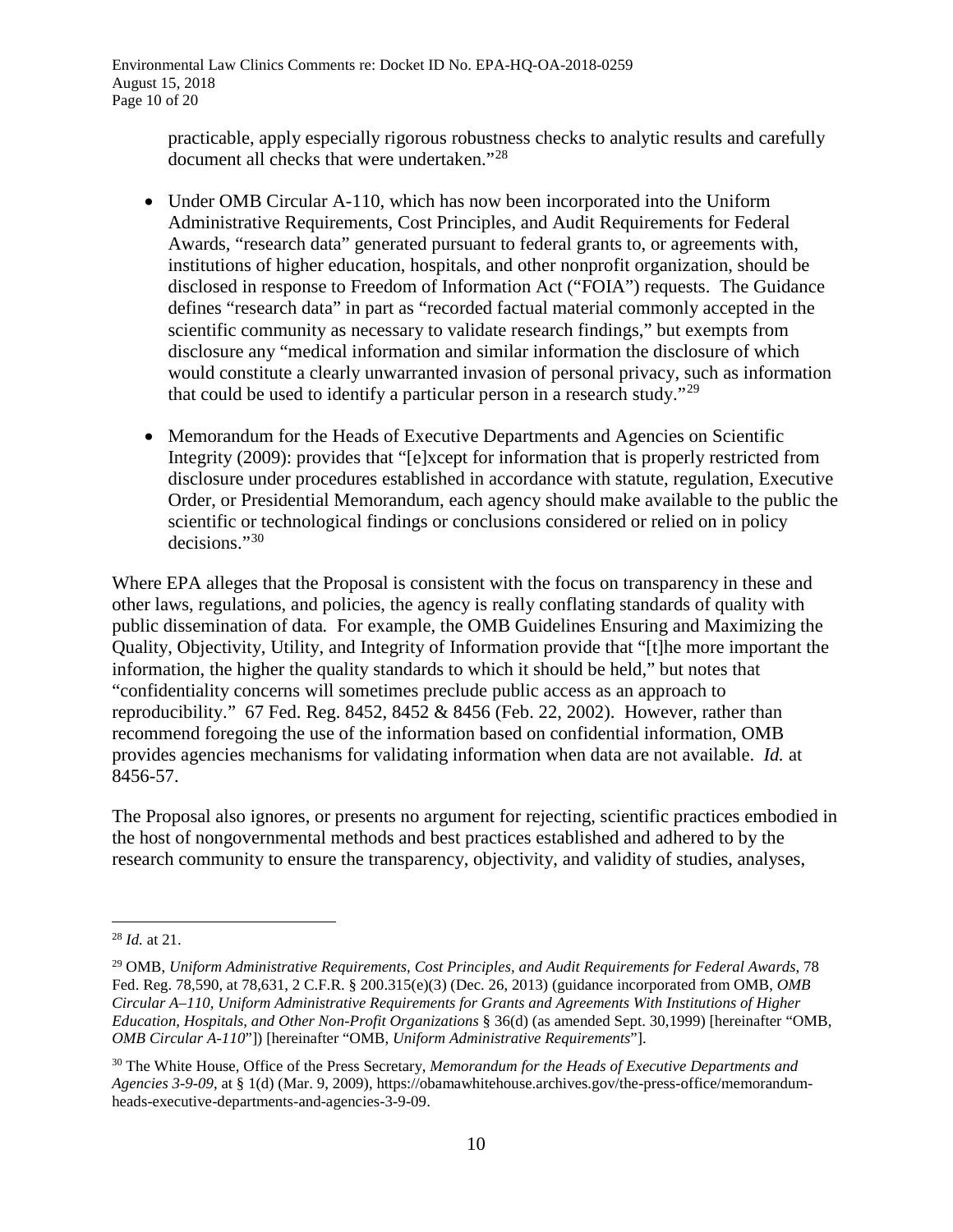practicable, apply especially rigorous robustness checks to analytic results and carefully document all checks that were undertaken."[28]

- Under OMB Circular A-110, which has now been incorporated into the Uniform Administrative Requirements, Cost Principles, and Audit Requirements for Federal Awards, "research data" generated pursuant to federal grants to, or agreements with, institutions of higher education, hospitals, and other nonprofit organization, should be disclosed in response to Freedom of Information Act ("FOIA") requests. The Guidance defines "research data" in part as "recorded factual material commonly accepted in the scientific community as necessary to validate research findings," but exempts from disclosure any "medical information and similar information the disclosure of which would constitute a clearly unwarranted invasion of personal privacy, such as information that could be used to identify a particular person in a research study."[29]

- Memorandum for the Heads of Executive Departments and Agencies on Scientific Integrity (2009): provides that "[e]xcept for information that is properly restricted from disclosure under procedures established in accordance with statute, regulation, Executive Order, or Presidential Memorandum, each agency should make available to the public the scientific or technological findings or conclusions considered or relied on in policy decisions."[30]

Where EPA alleges that the Proposal is consistent with the focus on transparency in these and other laws, regulations, and policies, the agency is really conflating standards of quality with public dissemination of data. For example, the OMB Guidelines Ensuring and Maximizing the Quality, Objectivity, Utility, and Integrity of Information provide that "[t]he more important the information, the higher the quality standards to which it should be held," but notes that "confidentiality concerns will sometimes preclude public access as an approach to reproducibility." 67 Fed. Reg. 8452, 8452 & 8456 (Feb. 22, 2002). However, rather than recommend foregoing the use of the information based on confidential information, OMB provides agencies mechanisms for validating information when data are not available. *Id.* at 8456-57.

The Proposal also ignores, or presents no argument for rejecting, scientific practices embodied in the host of nongovernmental methods and best practices established and adhered to by the research community to ensure the transparency, objectivity, and validity of studies, analyses,

---

[28] *Id.* at 21.

[29] OMB, *Uniform Administrative Requirements, Cost Principles, and Audit Requirements for Federal Awards*, 78 Fed. Reg. 78,590, at 78,631, 2 C.F.R. § 200.315(e)(3) (Dec. 26, 2013) (guidance incorporated from OMB, *OMB Circular A–110, Uniform Administrative Requirements for Grants and Agreements With Institutions of Higher Education, Hospitals, and Other Non-Profit Organizations* § 36(d) (as amended Sept. 30,1999) [hereinafter "OMB, *OMB Circular A-110*"]) [hereinafter "OMB, *Uniform Administrative Requirements*"].

[30] The White House, Office of the Press Secretary, *Memorandum for the Heads of Executive Departments and Agencies 3-9-09*, at § 1(d) (Mar. 9, 2009), https://obamawhitehouse.archives.gov/the-press-office/memorandum-heads-executive-departments-and-agencies-3-9-09.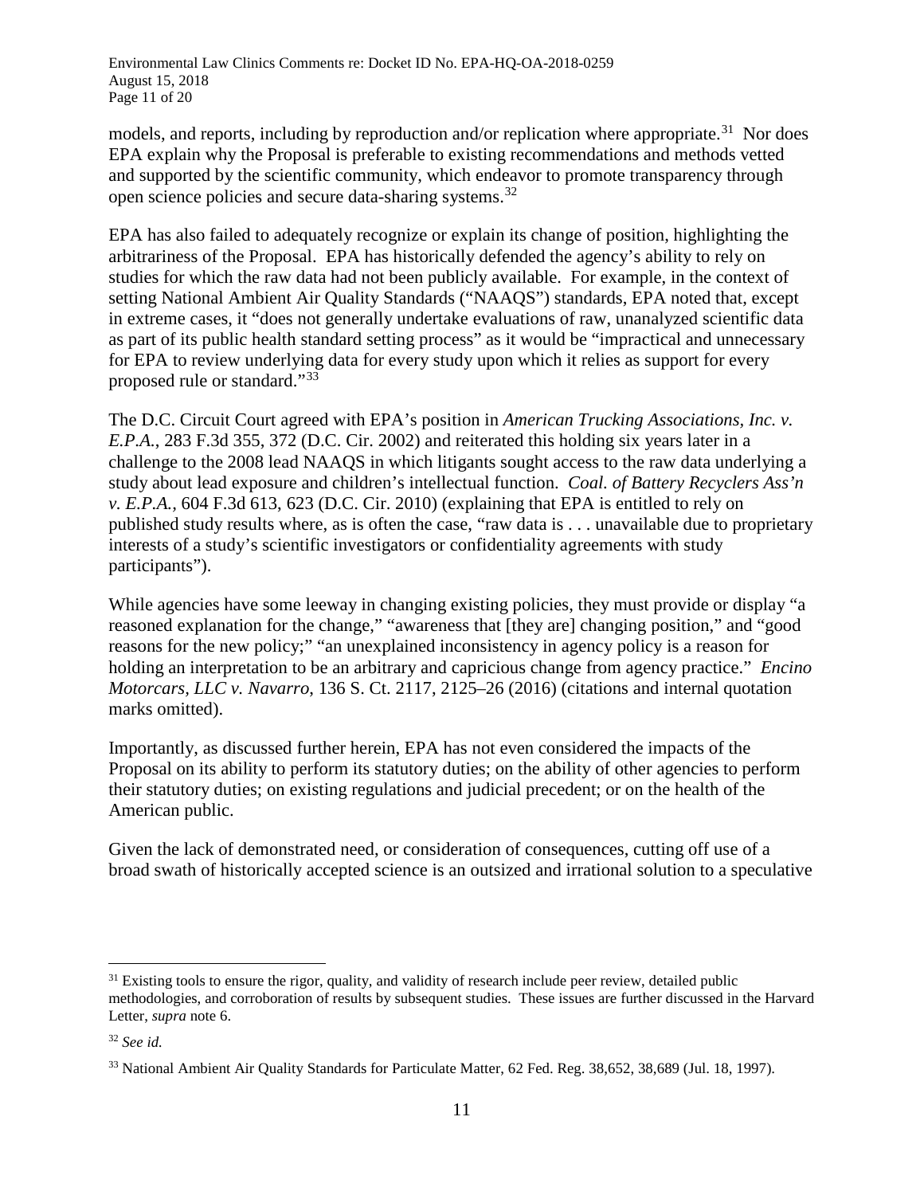models, and reports, including by reproduction and/or replication where appropriate.[31] Nor does EPA explain why the Proposal is preferable to existing recommendations and methods vetted and supported by the scientific community, which endeavor to promote transparency through open science policies and secure data-sharing systems.[32]

EPA has also failed to adequately recognize or explain its change of position, highlighting the arbitrariness of the Proposal. EPA has historically defended the agency's ability to rely on studies for which the raw data had not been publicly available. For example, in the context of setting National Ambient Air Quality Standards ("NAAQS") standards, EPA noted that, except in extreme cases, it "does not generally undertake evaluations of raw, unanalyzed scientific data as part of its public health standard setting process" as it would be "impractical and unnecessary for EPA to review underlying data for every study upon which it relies as support for every proposed rule or standard."[33]

The D.C. Circuit Court agreed with EPA's position in *American Trucking Associations, Inc. v. E.P.A.*, 283 F.3d 355, 372 (D.C. Cir. 2002) and reiterated this holding six years later in a challenge to the 2008 lead NAAQS in which litigants sought access to the raw data underlying a study about lead exposure and children's intellectual function. *Coal. of Battery Recyclers Ass'n v. E.P.A.*, 604 F.3d 613, 623 (D.C. Cir. 2010) (explaining that EPA is entitled to rely on published study results where, as is often the case, "raw data is . . . unavailable due to proprietary interests of a study's scientific investigators or confidentiality agreements with study participants").

While agencies have some leeway in changing existing policies, they must provide or display "a reasoned explanation for the change," "awareness that [they are] changing position," and "good reasons for the new policy;" "an unexplained inconsistency in agency policy is a reason for holding an interpretation to be an arbitrary and capricious change from agency practice." *Encino Motorcars, LLC v. Navarro*, 136 S. Ct. 2117, 2125–26 (2016) (citations and internal quotation marks omitted).

Importantly, as discussed further herein, EPA has not even considered the impacts of the Proposal on its ability to perform its statutory duties; on the ability of other agencies to perform their statutory duties; on existing regulations and judicial precedent; or on the health of the American public.

Given the lack of demonstrated need, or consideration of consequences, cutting off use of a broad swath of historically accepted science is an outsized and irrational solution to a speculative

---

[31] Existing tools to ensure the rigor, quality, and validity of research include peer review, detailed public methodologies, and corroboration of results by subsequent studies. These issues are further discussed in the Harvard Letter, *supra* note 6.

[32] *See id.*

[33] National Ambient Air Quality Standards for Particulate Matter, 62 Fed. Reg. 38,652, 38,689 (Jul. 18, 1997).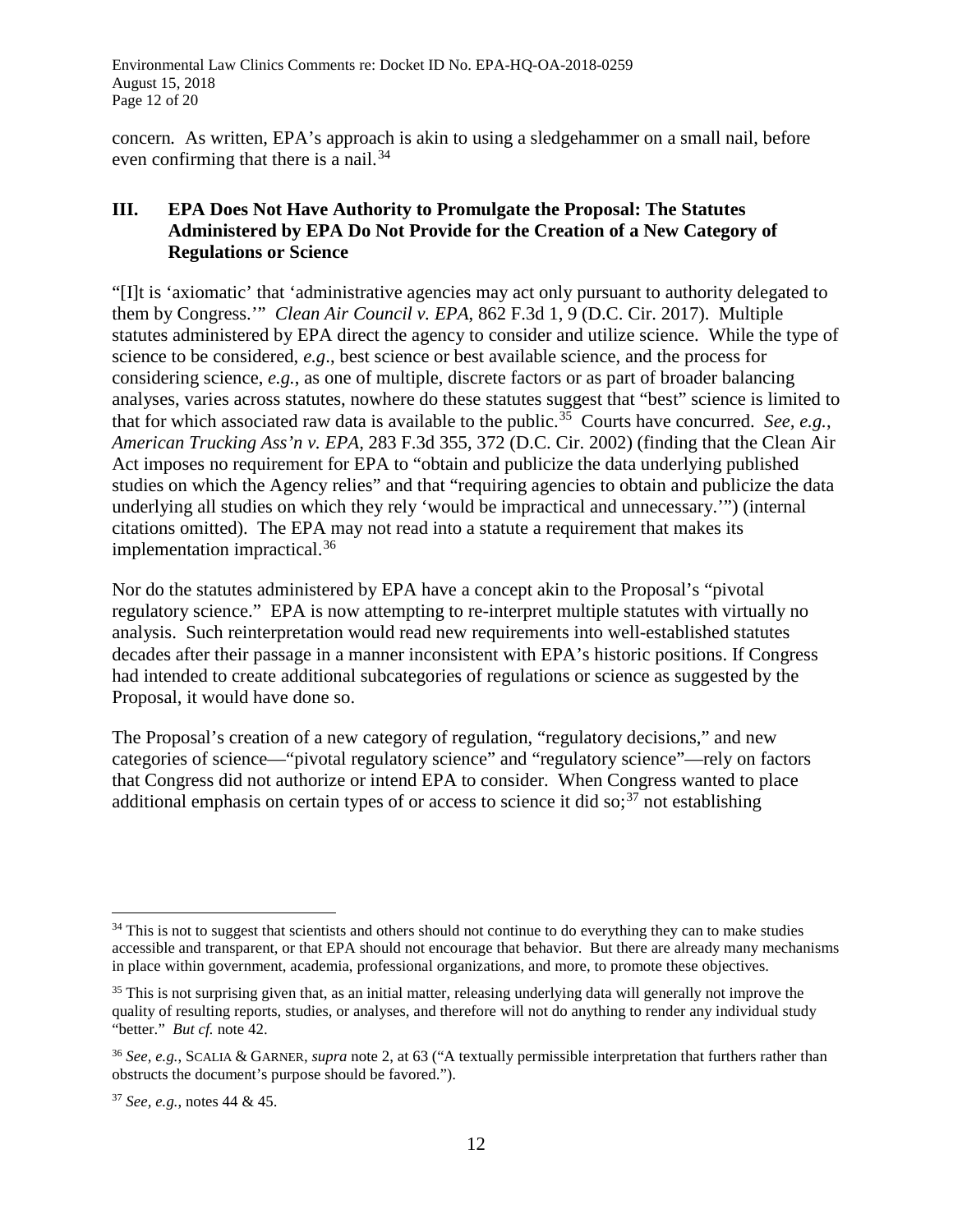concern. As written, EPA's approach is akin to using a sledgehammer on a small nail, before even confirming that there is a nail.[34]

## III. EPA Does Not Have Authority to Promulgate the Proposal: The Statutes Administered by EPA Do Not Provide for the Creation of a New Category of Regulations or Science

"[I]t is 'axiomatic' that 'administrative agencies may act only pursuant to authority delegated to them by Congress.'" *Clean Air Council v. EPA*, 862 F.3d 1, 9 (D.C. Cir. 2017). Multiple statutes administered by EPA direct the agency to consider and utilize science. While the type of science to be considered, *e.g*., best science or best available science, and the process for considering science, *e.g.*, as one of multiple, discrete factors or as part of broader balancing analyses, varies across statutes, nowhere do these statutes suggest that "best" science is limited to that for which associated raw data is available to the public.[35] Courts have concurred. *See, e.g.*, *American Trucking Ass'n v. EPA*, 283 F.3d 355, 372 (D.C. Cir. 2002) (finding that the Clean Air Act imposes no requirement for EPA to "obtain and publicize the data underlying published studies on which the Agency relies" and that "requiring agencies to obtain and publicize the data underlying all studies on which they rely 'would be impractical and unnecessary.'") (internal citations omitted). The EPA may not read into a statute a requirement that makes its implementation impractical.[36]

Nor do the statutes administered by EPA have a concept akin to the Proposal's "pivotal regulatory science." EPA is now attempting to re-interpret multiple statutes with virtually no analysis. Such reinterpretation would read new requirements into well-established statutes decades after their passage in a manner inconsistent with EPA's historic positions. If Congress had intended to create additional subcategories of regulations or science as suggested by the Proposal, it would have done so.

The Proposal's creation of a new category of regulation, "regulatory decisions," and new categories of science—"pivotal regulatory science" and "regulatory science"—rely on factors that Congress did not authorize or intend EPA to consider. When Congress wanted to place additional emphasis on certain types of or access to science it did so;[37] not establishing

---

[34] This is not to suggest that scientists and others should not continue to do everything they can to make studies accessible and transparent, or that EPA should not encourage that behavior. But there are already many mechanisms in place within government, academia, professional organizations, and more, to promote these objectives.

[35] This is not surprising given that, as an initial matter, releasing underlying data will generally not improve the quality of resulting reports, studies, or analyses, and therefore will not do anything to render any individual study "better." *But cf.* note 42.

[36] *See, e.g.*, SCALIA & GARNER, *supra* note 2, at 63 ("A textually permissible interpretation that furthers rather than obstructs the document's purpose should be favored.").

[37] *See, e.g.*, notes 44 & 45.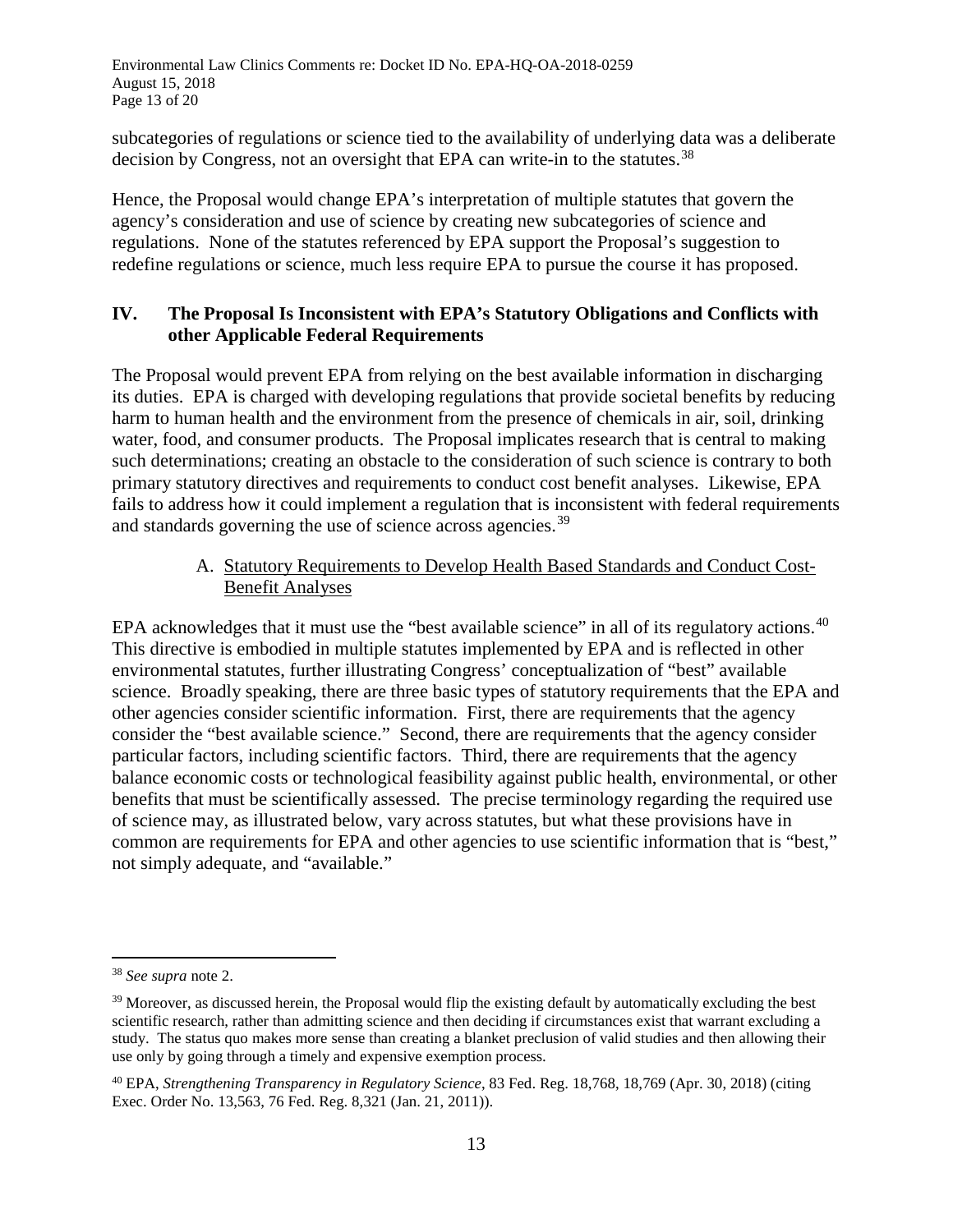subcategories of regulations or science tied to the availability of underlying data was a deliberate decision by Congress, not an oversight that EPA can write-in to the statutes.[38]

Hence, the Proposal would change EPA's interpretation of multiple statutes that govern the agency's consideration and use of science by creating new subcategories of science and regulations. None of the statutes referenced by EPA support the Proposal's suggestion to redefine regulations or science, much less require EPA to pursue the course it has proposed.

## IV. The Proposal Is Inconsistent with EPA's Statutory Obligations and Conflicts with other Applicable Federal Requirements

The Proposal would prevent EPA from relying on the best available information in discharging its duties. EPA is charged with developing regulations that provide societal benefits by reducing harm to human health and the environment from the presence of chemicals in air, soil, drinking water, food, and consumer products. The Proposal implicates research that is central to making such determinations; creating an obstacle to the consideration of such science is contrary to both primary statutory directives and requirements to conduct cost benefit analyses. Likewise, EPA fails to address how it could implement a regulation that is inconsistent with federal requirements and standards governing the use of science across agencies.[39]

### A. Statutory Requirements to Develop Health Based Standards and Conduct Cost-Benefit Analyses

EPA acknowledges that it must use the "best available science" in all of its regulatory actions.[40] This directive is embodied in multiple statutes implemented by EPA and is reflected in other environmental statutes, further illustrating Congress' conceptualization of "best" available science. Broadly speaking, there are three basic types of statutory requirements that the EPA and other agencies consider scientific information. First, there are requirements that the agency consider the "best available science." Second, there are requirements that the agency consider particular factors, including scientific factors. Third, there are requirements that the agency balance economic costs or technological feasibility against public health, environmental, or other benefits that must be scientifically assessed. The precise terminology regarding the required use of science may, as illustrated below, vary across statutes, but what these provisions have in common are requirements for EPA and other agencies to use scientific information that is "best," not simply adequate, and "available."

---

[38] *See supra* note 2.

[39] Moreover, as discussed herein, the Proposal would flip the existing default by automatically excluding the best scientific research, rather than admitting science and then deciding if circumstances exist that warrant excluding a study. The status quo makes more sense than creating a blanket preclusion of valid studies and then allowing their use only by going through a timely and expensive exemption process.

[40] EPA, *Strengthening Transparency in Regulatory Science*, 83 Fed. Reg. 18,768, 18,769 (Apr. 30, 2018) (citing Exec. Order No. 13,563, 76 Fed. Reg. 8,321 (Jan. 21, 2011)).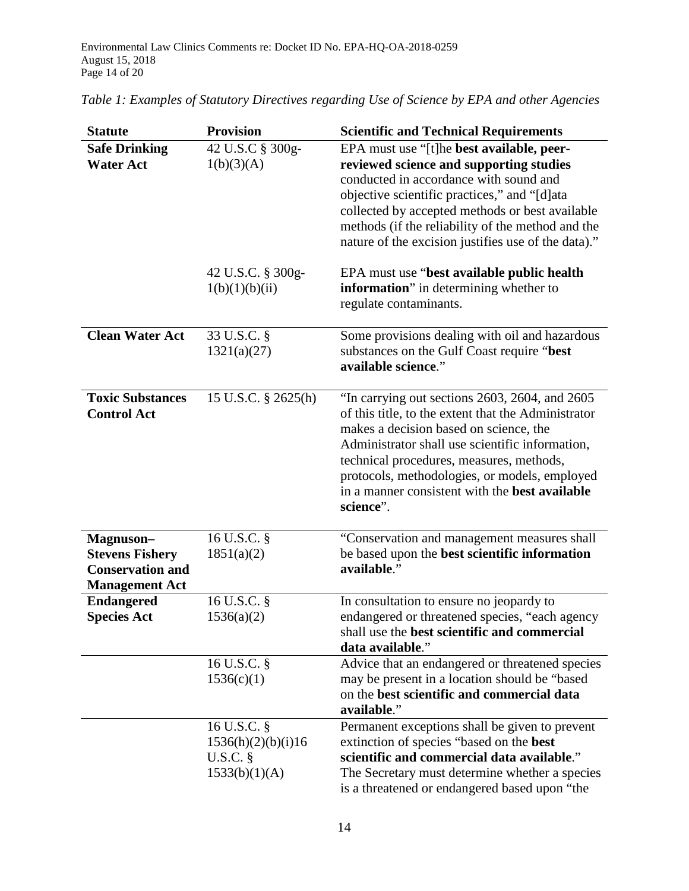*Table 1: Examples of Statutory Directives regarding Use of Science by EPA and other Agencies*

| Statute | Provision | Scientific and Technical Requirements |
|---|---|---|
| **Safe Drinking Water Act** | 42 U.S.C § 300g-1(b)(3)(A) | EPA must use "[t]he **best available, peer-reviewed science and supporting studies** conducted in accordance with sound and objective scientific practices," and "[d]ata collected by accepted methods or best available methods (if the reliability of the method and the nature of the excision justifies use of the data)." |
| | 42 U.S.C. § 300g-1(b)(1)(b)(ii) | EPA must use "**best available public health information**" in determining whether to regulate contaminants. |
| **Clean Water Act** | 33 U.S.C. § 1321(a)(27) | Some provisions dealing with oil and hazardous substances on the Gulf Coast require "**best available science**." |
| **Toxic Substances Control Act** | 15 U.S.C. § 2625(h) | "In carrying out sections 2603, 2604, and 2605 of this title, to the extent that the Administrator makes a decision based on science, the Administrator shall use scientific information, technical procedures, measures, methods, protocols, methodologies, or models, employed in a manner consistent with the **best available science**". |
| **Magnuson–Stevens Fishery Conservation and Management Act** | 16 U.S.C. § 1851(a)(2) | "Conservation and management measures shall be based upon the **best scientific information available**." |
| **Endangered Species Act** | 16 U.S.C. § 1536(a)(2) | In consultation to ensure no jeopardy to endangered or threatened species, "each agency shall use the **best scientific and commercial data available**." |
| | 16 U.S.C. § 1536(c)(1) | Advice that an endangered or threatened species may be present in a location should be "based on the **best scientific and commercial data available**." |
| | 16 U.S.C. § 1536(h)(2)(b)(i)16 U.S.C. § 1533(b)(1)(A) | Permanent exceptions shall be given to prevent extinction of species "based on the **best scientific and commercial data available**." The Secretary must determine whether a species is a threatened or endangered based upon "the |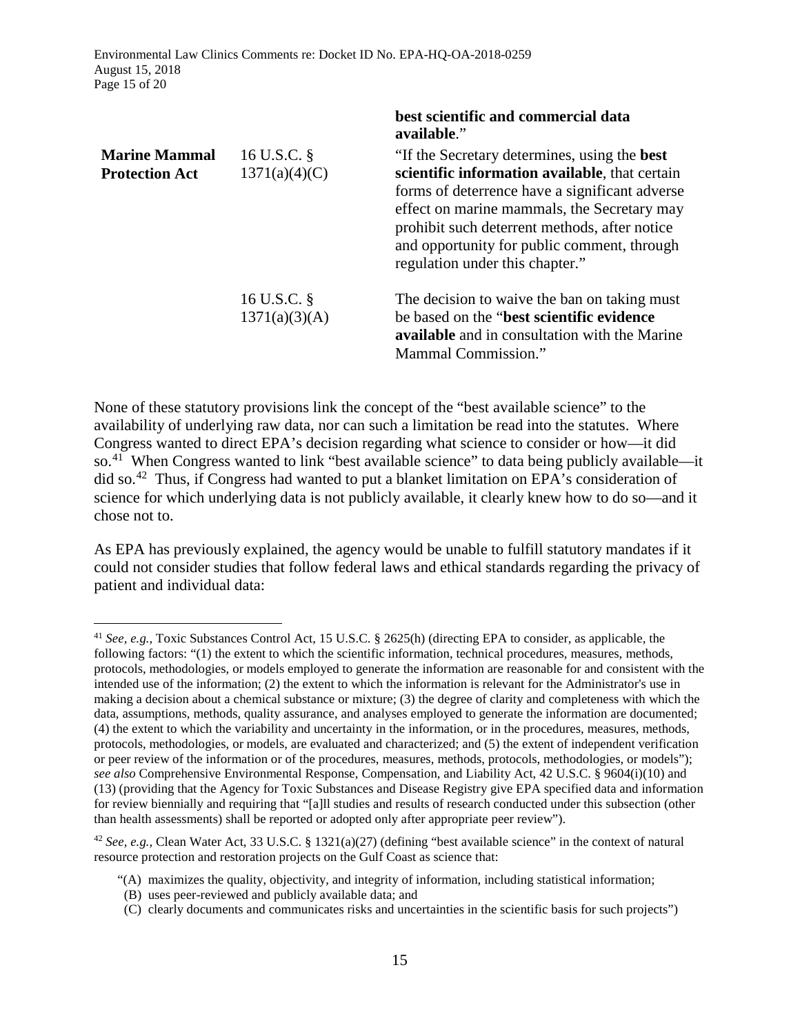| | | |
|---|---|---|
| | | **best scientific and commercial data available**." |
| **Marine Mammal Protection Act** | 16 U.S.C. § 1371(a)(4)(C) | "If the Secretary determines, using the **best scientific information available**, that certain forms of deterrence have a significant adverse effect on marine mammals, the Secretary may prohibit such deterrent methods, after notice and opportunity for public comment, through regulation under this chapter." |
| | 16 U.S.C. § 1371(a)(3)(A) | The decision to waive the ban on taking must be based on the "**best scientific evidence available** and in consultation with the Marine Mammal Commission." |

None of these statutory provisions link the concept of the "best available science" to the availability of underlying raw data, nor can such a limitation be read into the statutes. Where Congress wanted to direct EPA's decision regarding what science to consider or how—it did so.[41] When Congress wanted to link "best available science" to data being publicly available—it did so.[42] Thus, if Congress had wanted to put a blanket limitation on EPA's consideration of science for which underlying data is not publicly available, it clearly knew how to do so—and it chose not to.

As EPA has previously explained, the agency would be unable to fulfill statutory mandates if it could not consider studies that follow federal laws and ethical standards regarding the privacy of patient and individual data:

---

[41] *See, e.g.,* Toxic Substances Control Act, 15 U.S.C. § 2625(h) (directing EPA to consider, as applicable, the following factors: "(1) the extent to which the scientific information, technical procedures, measures, methods, protocols, methodologies, or models employed to generate the information are reasonable for and consistent with the intended use of the information; (2) the extent to which the information is relevant for the Administrator's use in making a decision about a chemical substance or mixture; (3) the degree of clarity and completeness with which the data, assumptions, methods, quality assurance, and analyses employed to generate the information are documented; (4) the extent to which the variability and uncertainty in the information, or in the procedures, measures, methods, protocols, methodologies, or models, are evaluated and characterized; and (5) the extent of independent verification or peer review of the information or of the procedures, measures, methods, protocols, methodologies, or models"); *see also* Comprehensive Environmental Response, Compensation, and Liability Act, 42 U.S.C. § 9604(i)(10) and (13) (providing that the Agency for Toxic Substances and Disease Registry give EPA specified data and information for review biennially and requiring that "[a]ll studies and results of research conducted under this subsection (other than health assessments) shall be reported or adopted only after appropriate peer review").

[42] *See, e.g.,* Clean Water Act, 33 U.S.C. § 1321(a)(27) (defining "best available science" in the context of natural resource protection and restoration projects on the Gulf Coast as science that:

"(A) maximizes the quality, objectivity, and integrity of information, including statistical information;
(B) uses peer-reviewed and publicly available data; and
(C) clearly documents and communicates risks and uncertainties in the scientific basis for such projects")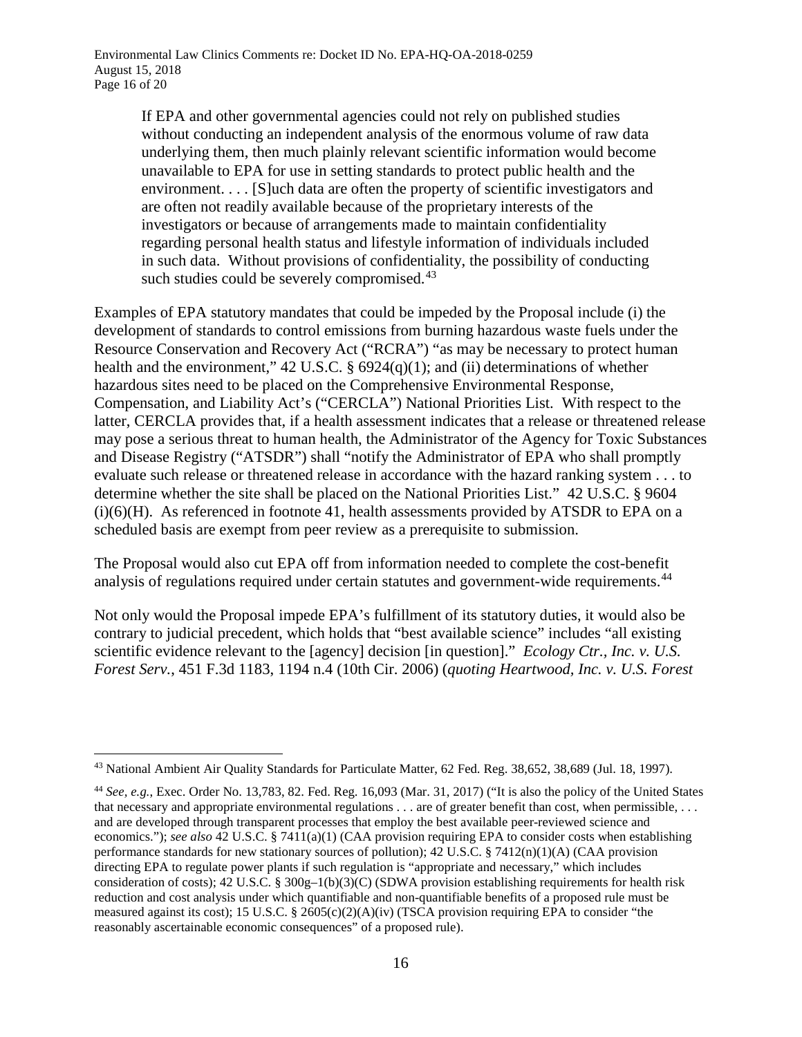> If EPA and other governmental agencies could not rely on published studies without conducting an independent analysis of the enormous volume of raw data underlying them, then much plainly relevant scientific information would become unavailable to EPA for use in setting standards to protect public health and the environment. . . . [S]uch data are often the property of scientific investigators and are often not readily available because of the proprietary interests of the investigators or because of arrangements made to maintain confidentiality regarding personal health status and lifestyle information of individuals included in such data. Without provisions of confidentiality, the possibility of conducting such studies could be severely compromised.[43]

Examples of EPA statutory mandates that could be impeded by the Proposal include (i) the development of standards to control emissions from burning hazardous waste fuels under the Resource Conservation and Recovery Act ("RCRA") "as may be necessary to protect human health and the environment," 42 U.S.C. § 6924(q)(1); and (ii) determinations of whether hazardous sites need to be placed on the Comprehensive Environmental Response, Compensation, and Liability Act's ("CERCLA") National Priorities List. With respect to the latter, CERCLA provides that, if a health assessment indicates that a release or threatened release may pose a serious threat to human health, the Administrator of the Agency for Toxic Substances and Disease Registry ("ATSDR") shall "notify the Administrator of EPA who shall promptly evaluate such release or threatened release in accordance with the hazard ranking system . . . to determine whether the site shall be placed on the National Priorities List." 42 U.S.C. § 9604 (i)(6)(H). As referenced in footnote 41, health assessments provided by ATSDR to EPA on a scheduled basis are exempt from peer review as a prerequisite to submission.

The Proposal would also cut EPA off from information needed to complete the cost-benefit analysis of regulations required under certain statutes and government-wide requirements.[44]

Not only would the Proposal impede EPA's fulfillment of its statutory duties, it would also be contrary to judicial precedent, which holds that "best available science" includes "all existing scientific evidence relevant to the [agency] decision [in question]." *Ecology Ctr., Inc. v. U.S. Forest Serv.*, 451 F.3d 1183, 1194 n.4 (10th Cir. 2006) (*quoting Heartwood, Inc. v. U.S. Forest*

---

[43] National Ambient Air Quality Standards for Particulate Matter, 62 Fed. Reg. 38,652, 38,689 (Jul. 18, 1997).

[44] *See, e.g.*, Exec. Order No. 13,783, 82. Fed. Reg. 16,093 (Mar. 31, 2017) ("It is also the policy of the United States that necessary and appropriate environmental regulations . . . are of greater benefit than cost, when permissible, . . . and are developed through transparent processes that employ the best available peer-reviewed science and economics."); *see also* 42 U.S.C. § 7411(a)(1) (CAA provision requiring EPA to consider costs when establishing performance standards for new stationary sources of pollution); 42 U.S.C. § 7412(n)(1)(A) (CAA provision directing EPA to regulate power plants if such regulation is "appropriate and necessary," which includes consideration of costs); 42 U.S.C. § 300g–1(b)(3)(C) (SDWA provision establishing requirements for health risk reduction and cost analysis under which quantifiable and non-quantifiable benefits of a proposed rule must be measured against its cost); 15 U.S.C. § 2605(c)(2)(A)(iv) (TSCA provision requiring EPA to consider "the reasonably ascertainable economic consequences" of a proposed rule).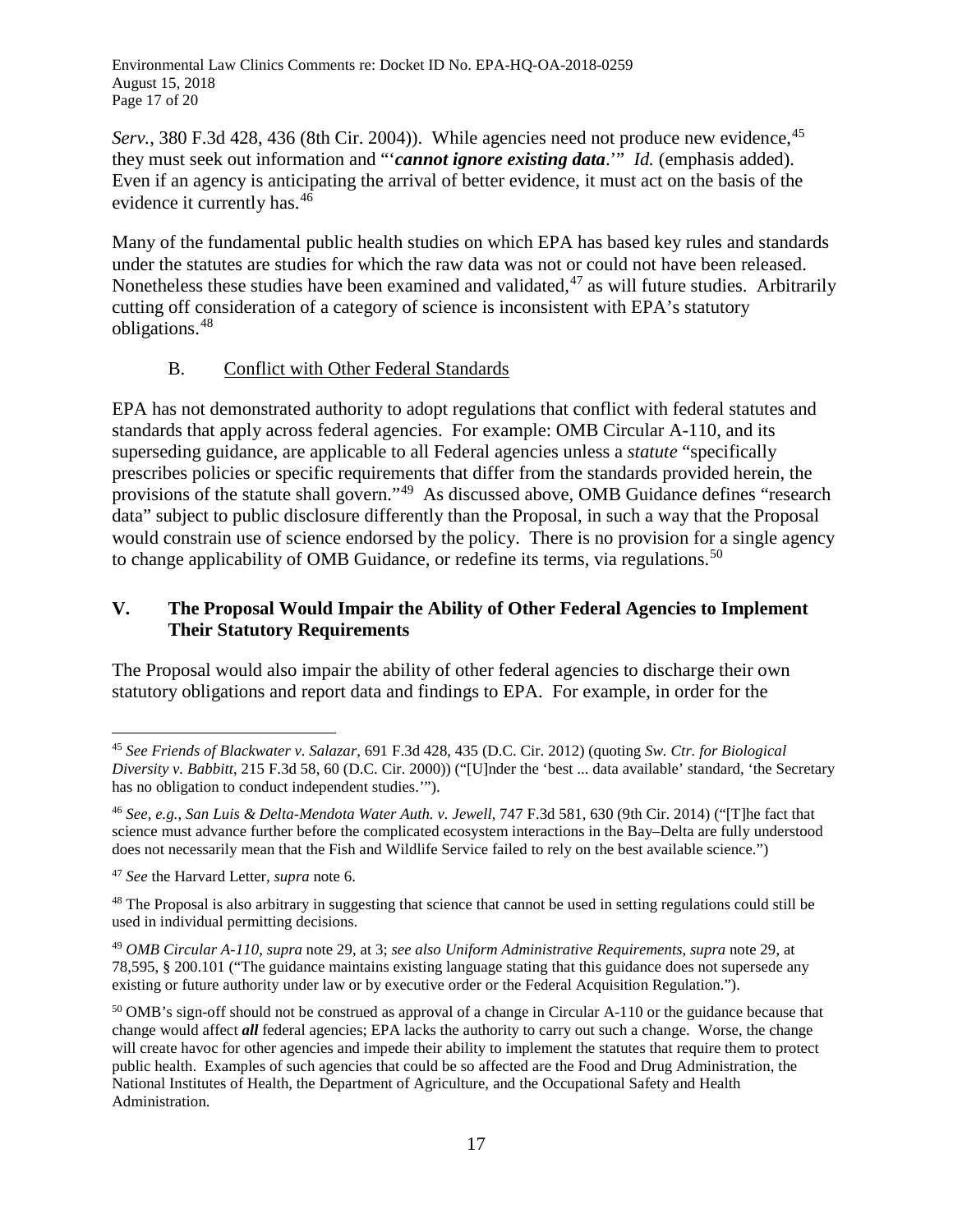*Serv.*, 380 F.3d 428, 436 (8th Cir. 2004)). While agencies need not produce new evidence,[45] they must seek out information and "'*cannot ignore existing data*.'" *Id.* (emphasis added). Even if an agency is anticipating the arrival of better evidence, it must act on the basis of the evidence it currently has.[46]

Many of the fundamental public health studies on which EPA has based key rules and standards under the statutes are studies for which the raw data was not or could not have been released. Nonetheless these studies have been examined and validated,[47] as will future studies. Arbitrarily cutting off consideration of a category of science is inconsistent with EPA's statutory obligations.[48]

### B. Conflict with Other Federal Standards

EPA has not demonstrated authority to adopt regulations that conflict with federal statutes and standards that apply across federal agencies. For example: OMB Circular A-110, and its superseding guidance, are applicable to all Federal agencies unless a *statute* "specifically prescribes policies or specific requirements that differ from the standards provided herein, the provisions of the statute shall govern."[49] As discussed above, OMB Guidance defines "research data" subject to public disclosure differently than the Proposal, in such a way that the Proposal would constrain use of science endorsed by the policy. There is no provision for a single agency to change applicability of OMB Guidance, or redefine its terms, via regulations.[50]

## V. The Proposal Would Impair the Ability of Other Federal Agencies to Implement Their Statutory Requirements

The Proposal would also impair the ability of other federal agencies to discharge their own statutory obligations and report data and findings to EPA. For example, in order for the

---

[45] *See Friends of Blackwater v. Salazar*, 691 F.3d 428, 435 (D.C. Cir. 2012) (quoting *Sw. Ctr. for Biological Diversity v. Babbitt*, 215 F.3d 58, 60 (D.C. Cir. 2000)) ("[U]nder the 'best ... data available' standard, 'the Secretary has no obligation to conduct independent studies.'").

[46] *See, e.g.*, *San Luis & Delta-Mendota Water Auth. v. Jewell*, 747 F.3d 581, 630 (9th Cir. 2014) ("[T]he fact that science must advance further before the complicated ecosystem interactions in the Bay–Delta are fully understood does not necessarily mean that the Fish and Wildlife Service failed to rely on the best available science.")

[47] *See* the Harvard Letter, *supra* note 6.

[48] The Proposal is also arbitrary in suggesting that science that cannot be used in setting regulations could still be used in individual permitting decisions.

[49] *OMB Circular A-110*, *supra* note 29, at 3; *see also Uniform Administrative Requirements*, *supra* note 29, at 78,595, § 200.101 ("The guidance maintains existing language stating that this guidance does not supersede any existing or future authority under law or by executive order or the Federal Acquisition Regulation.").

[50] OMB's sign-off should not be construed as approval of a change in Circular A-110 or the guidance because that change would affect ***all*** federal agencies; EPA lacks the authority to carry out such a change. Worse, the change will create havoc for other agencies and impede their ability to implement the statutes that require them to protect public health. Examples of such agencies that could be so affected are the Food and Drug Administration, the National Institutes of Health, the Department of Agriculture, and the Occupational Safety and Health Administration.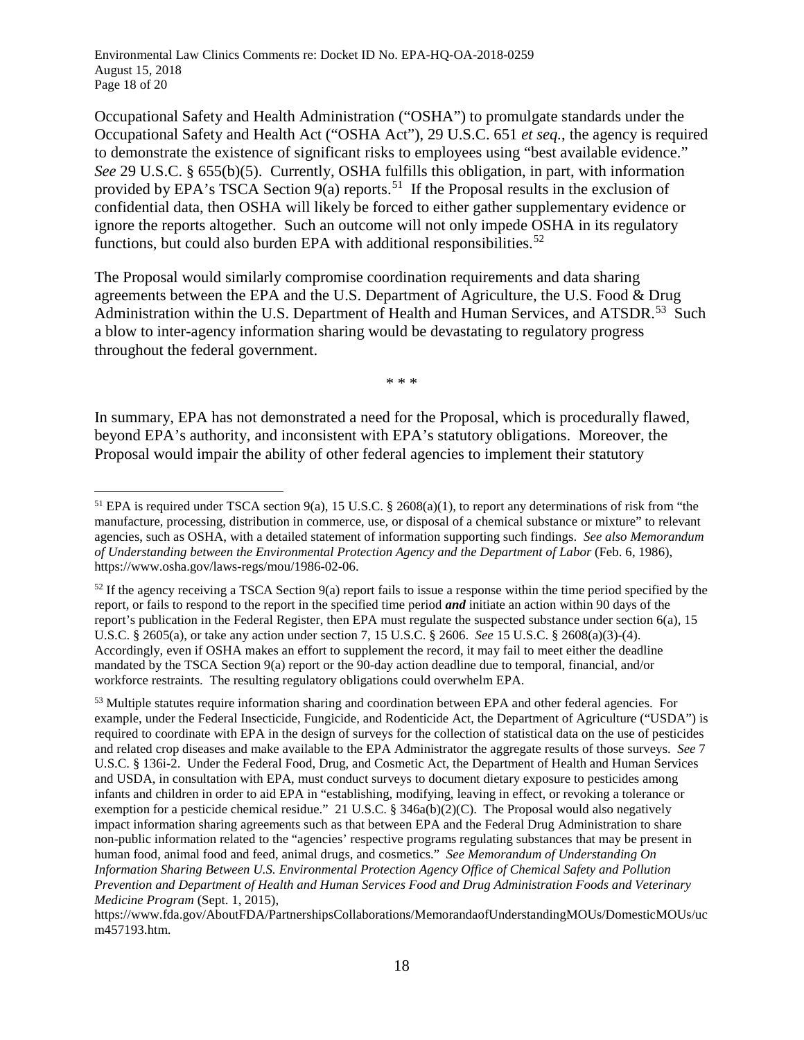Occupational Safety and Health Administration ("OSHA") to promulgate standards under the Occupational Safety and Health Act ("OSHA Act"), 29 U.S.C. 651 *et seq.*, the agency is required to demonstrate the existence of significant risks to employees using "best available evidence." *See* 29 U.S.C. § 655(b)(5). Currently, OSHA fulfills this obligation, in part, with information provided by EPA's TSCA Section 9(a) reports.[51] If the Proposal results in the exclusion of confidential data, then OSHA will likely be forced to either gather supplementary evidence or ignore the reports altogether. Such an outcome will not only impede OSHA in its regulatory functions, but could also burden EPA with additional responsibilities.[52]

The Proposal would similarly compromise coordination requirements and data sharing agreements between the EPA and the U.S. Department of Agriculture, the U.S. Food & Drug Administration within the U.S. Department of Health and Human Services, and ATSDR.[53] Such a blow to inter-agency information sharing would be devastating to regulatory progress throughout the federal government.

\* \* \*

In summary, EPA has not demonstrated a need for the Proposal, which is procedurally flawed, beyond EPA's authority, and inconsistent with EPA's statutory obligations. Moreover, the Proposal would impair the ability of other federal agencies to implement their statutory

---

[51] EPA is required under TSCA section 9(a), 15 U.S.C. § 2608(a)(1), to report any determinations of risk from "the manufacture, processing, distribution in commerce, use, or disposal of a chemical substance or mixture" to relevant agencies, such as OSHA, with a detailed statement of information supporting such findings. *See also Memorandum of Understanding between the Environmental Protection Agency and the Department of Labor* (Feb. 6, 1986), https://www.osha.gov/laws-regs/mou/1986-02-06.

[52] If the agency receiving a TSCA Section 9(a) report fails to issue a response within the time period specified by the report, or fails to respond to the report in the specified time period ***and*** initiate an action within 90 days of the report's publication in the Federal Register, then EPA must regulate the suspected substance under section 6(a), 15 U.S.C. § 2605(a), or take any action under section 7, 15 U.S.C. § 2606. *See* 15 U.S.C. § 2608(a)(3)-(4). Accordingly, even if OSHA makes an effort to supplement the record, it may fail to meet either the deadline mandated by the TSCA Section 9(a) report or the 90-day action deadline due to temporal, financial, and/or workforce restraints. The resulting regulatory obligations could overwhelm EPA.

[53] Multiple statutes require information sharing and coordination between EPA and other federal agencies. For example, under the Federal Insecticide, Fungicide, and Rodenticide Act, the Department of Agriculture ("USDA") is required to coordinate with EPA in the design of surveys for the collection of statistical data on the use of pesticides and related crop diseases and make available to the EPA Administrator the aggregate results of those surveys. *See* 7 U.S.C. § 136i-2. Under the Federal Food, Drug, and Cosmetic Act, the Department of Health and Human Services and USDA, in consultation with EPA, must conduct surveys to document dietary exposure to pesticides among infants and children in order to aid EPA in "establishing, modifying, leaving in effect, or revoking a tolerance or exemption for a pesticide chemical residue." 21 U.S.C. § 346a(b)(2)(C). The Proposal would also negatively impact information sharing agreements such as that between EPA and the Federal Drug Administration to share non-public information related to the "agencies' respective programs regulating substances that may be present in human food, animal food and feed, animal drugs, and cosmetics." *See Memorandum of Understanding On Information Sharing Between U.S. Environmental Protection Agency Office of Chemical Safety and Pollution Prevention and Department of Health and Human Services Food and Drug Administration Foods and Veterinary Medicine Program* (Sept. 1, 2015), https://www.fda.gov/AboutFDA/PartnershipsCollaborations/MemorandaofUnderstandingMOUs/DomesticMOUs/ucm457193.htm.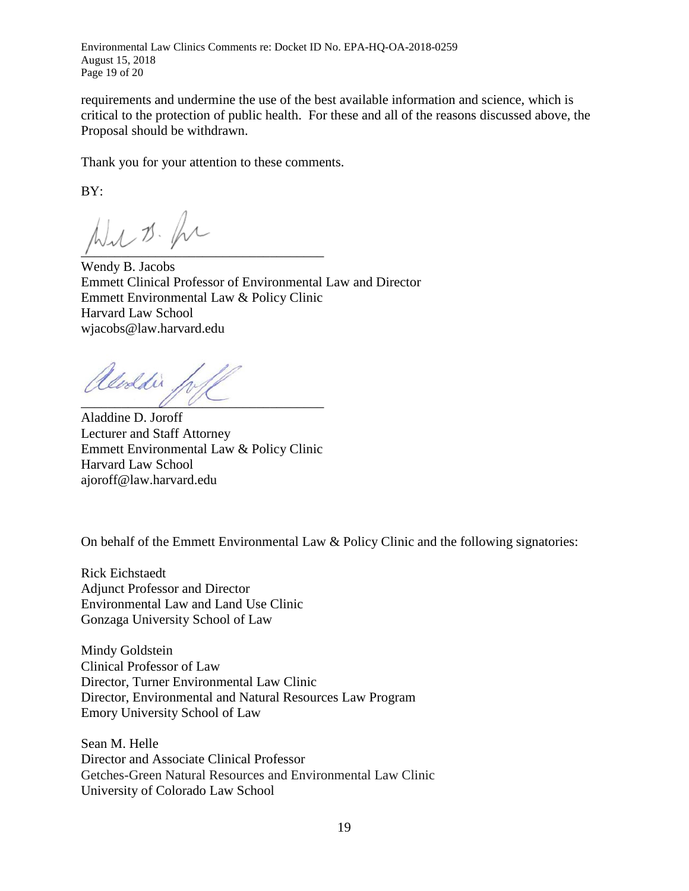requirements and undermine the use of the best available information and science, which is critical to the protection of public health. For these and all of the reasons discussed above, the Proposal should be withdrawn.

Thank you for your attention to these comments.

BY:

\_\_\_\_\_\_\_\_\_\_\_\_\_\_\_\_\_\_\_\_\_\_\_\_\_\_\_\_\_\_\_\_\_\_\_

Wendy B. Jacobs
Emmett Clinical Professor of Environmental Law and Director
Emmett Environmental Law & Policy Clinic
Harvard Law School
wjacobs@law.harvard.edu

\_\_\_\_\_\_\_\_\_\_\_\_\_\_\_\_\_\_\_\_\_\_\_\_\_\_\_\_\_\_\_\_\_\_\_

Aladdine D. Joroff
Lecturer and Staff Attorney
Emmett Environmental Law & Policy Clinic
Harvard Law School
ajoroff@law.harvard.edu

On behalf of the Emmett Environmental Law & Policy Clinic and the following signatories:

Rick Eichstaedt
Adjunct Professor and Director
Environmental Law and Land Use Clinic
Gonzaga University School of Law

Mindy Goldstein
Clinical Professor of Law
Director, Turner Environmental Law Clinic
Director, Environmental and Natural Resources Law Program
Emory University School of Law

Sean M. Helle
Director and Associate Clinical Professor
Getches-Green Natural Resources and Environmental Law Clinic
University of Colorado Law School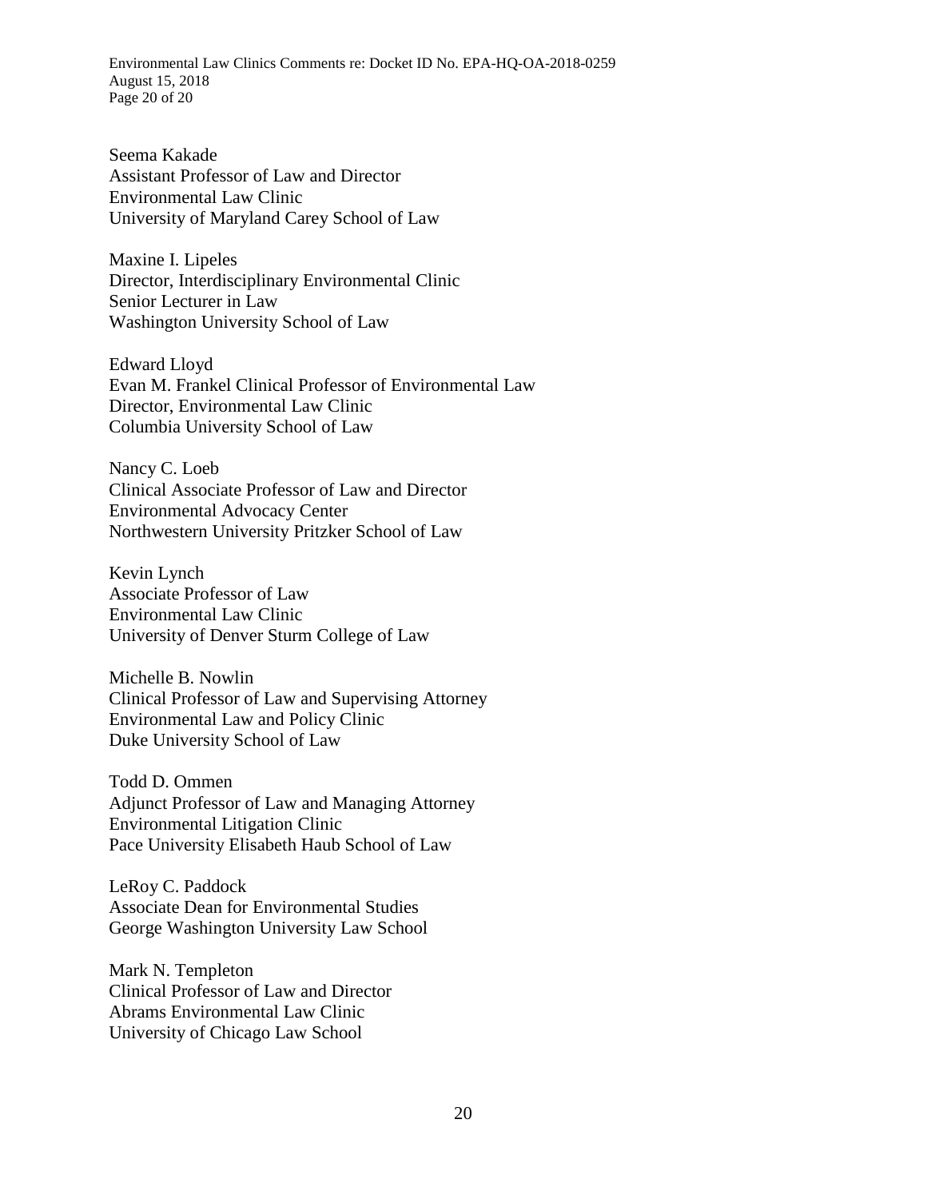Seema Kakade
Assistant Professor of Law and Director
Environmental Law Clinic
University of Maryland Carey School of Law

Maxine I. Lipeles
Director, Interdisciplinary Environmental Clinic
Senior Lecturer in Law
Washington University School of Law

Edward Lloyd
Evan M. Frankel Clinical Professor of Environmental Law
Director, Environmental Law Clinic
Columbia University School of Law

Nancy C. Loeb
Clinical Associate Professor of Law and Director
Environmental Advocacy Center
Northwestern University Pritzker School of Law

Kevin Lynch
Associate Professor of Law
Environmental Law Clinic
University of Denver Sturm College of Law

Michelle B. Nowlin
Clinical Professor of Law and Supervising Attorney
Environmental Law and Policy Clinic
Duke University School of Law

Todd D. Ommen
Adjunct Professor of Law and Managing Attorney
Environmental Litigation Clinic
Pace University Elisabeth Haub School of Law

LeRoy C. Paddock
Associate Dean for Environmental Studies
George Washington University Law School

Mark N. Templeton
Clinical Professor of Law and Director
Abrams Environmental Law Clinic
University of Chicago Law School